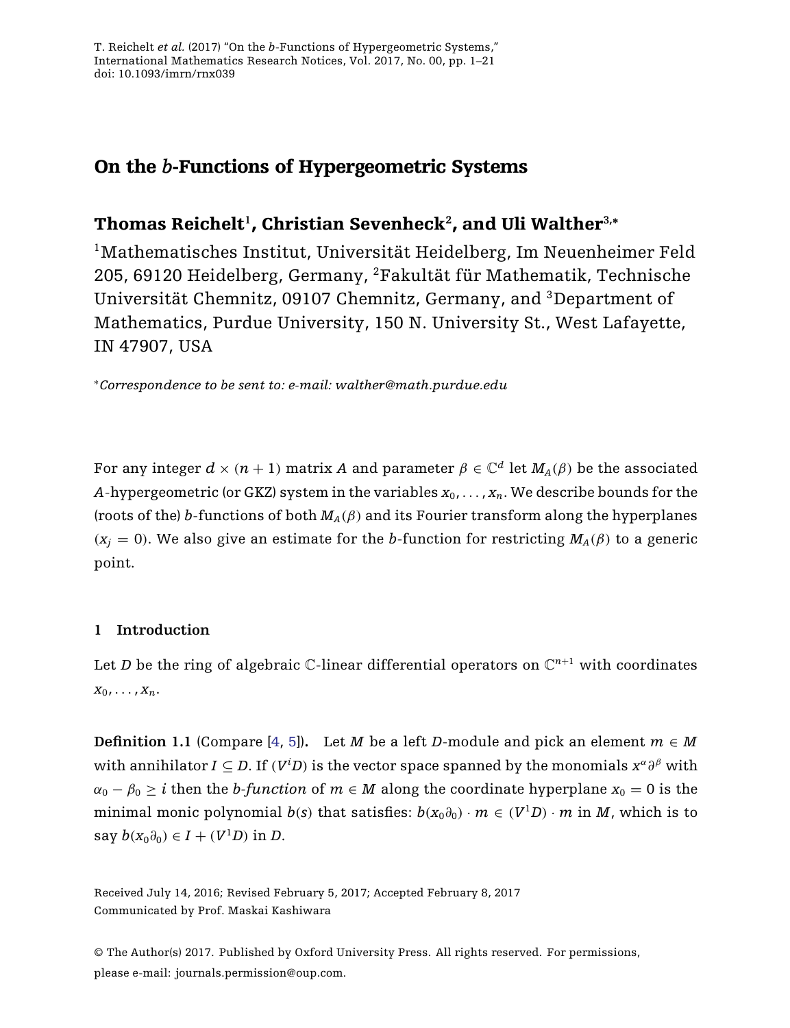T. Reichelt *et al.* (2017) "On the *b*-Functions of Hypergeometric Systems," International Mathematics Research Notices, Vol. 2017, No. 00, pp. 1–21
doi: 10.1093/imrn/rnx039

# On the *b*-Functions of Hypergeometric Systems

**Thomas Reichelt[1], Christian Sevenheck[2], and Uli Walther[3,*]**

[1]Mathematisches Institut, Universität Heidelberg, Im Neuenheimer Feld 205, 69120 Heidelberg, Germany, [2]Fakultät für Mathematik, Technische Universität Chemnitz, 09107 Chemnitz, Germany, and [3]Department of Mathematics, Purdue University, 150 N. University St., West Lafayette, IN 47907, USA

[*]*Correspondence to be sent to: e-mail: walther@math.purdue.edu*

For any integer $d \times (n+1)$ matrix $A$ and parameter $\beta \in \mathbb{C}^d$ let $M_A(\beta)$ be the associated $A$-hypergeometric (or GKZ) system in the variables $x_0, \ldots, x_n$. We describe bounds for the (roots of the) $b$-functions of both $M_A(\beta)$ and its Fourier transform along the hyperplanes $(x_j = 0)$. We also give an estimate for the $b$-function for restricting $M_A(\beta)$ to a generic point.

## 1 Introduction

Let $D$ be the ring of algebraic $\mathbb{C}$-linear differential operators on $\mathbb{C}^{n+1}$ with coordinates $x_0, \ldots, x_n$.

**Definition 1.1** (Compare [4, 5]). Let $M$ be a left $D$-module and pick an element $m \in M$ with annihilator $I \subseteq D$. If $(V^iD)$ is the vector space spanned by the monomials $x^\alpha \partial^\beta$ with $\alpha_0 - \beta_0 \geq i$ then the *b-function* of $m \in M$ along the coordinate hyperplane $x_0 = 0$ is the minimal monic polynomial $b(s)$ that satisfies: $b(x_0\partial_0) \cdot m \in (V^1D) \cdot m$ in $M$, which is to say $b(x_0\partial_0) \in I + (V^1D)$ in $D$.

Received July 14, 2016; Revised February 5, 2017; Accepted February 8, 2017
Communicated by Prof. Maskai Kashiwara

© The Author(s) 2017. Published by Oxford University Press. All rights reserved. For permissions, please e-mail: journals.permission@oup.com.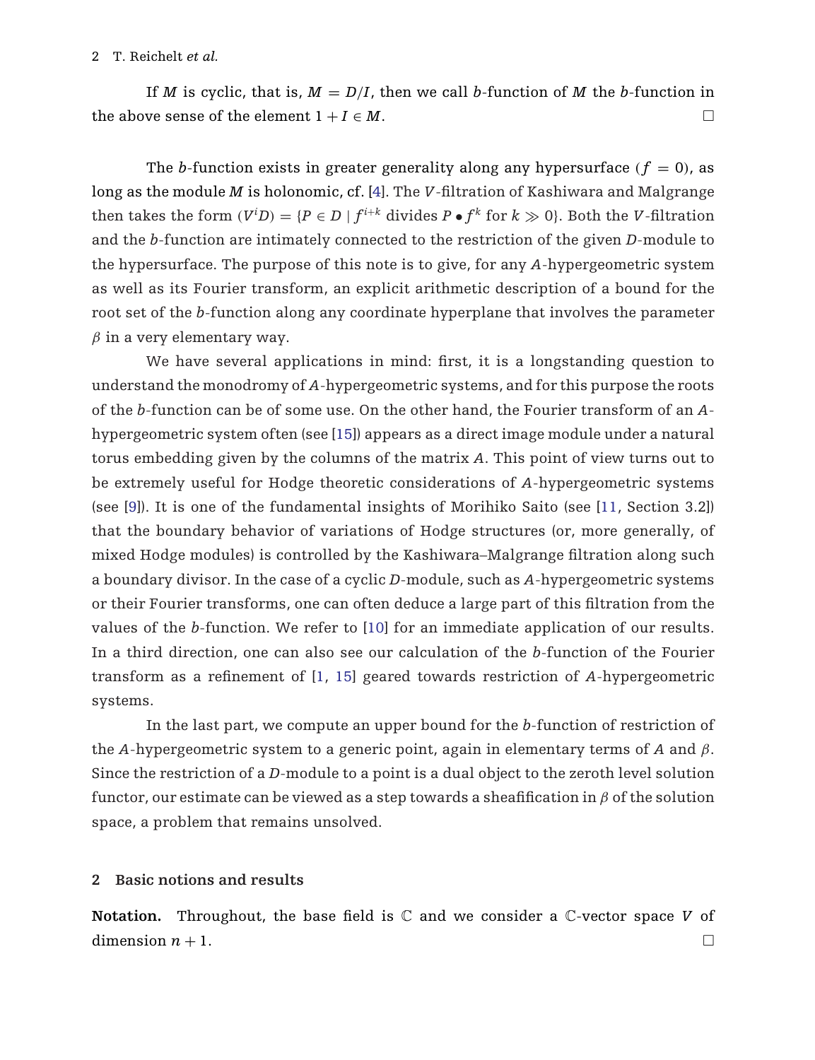If $M$ is cyclic, that is, $M = D/I$, then we call $b$-function of $M$ the $b$-function in the above sense of the element $1 + I \in M$. □

The $b$-function exists in greater generality along any hypersurface $(f = 0)$, as long as the module $M$ is holonomic, cf. [4]. The $V$-filtration of Kashiwara and Malgrange then takes the form $(V^i D) = \{P \in D \mid f^{i+k} \text{ divides } P \bullet f^k \text{ for } k \gg 0\}$. Both the $V$-filtration and the $b$-function are intimately connected to the restriction of the given $D$-module to the hypersurface. The purpose of this note is to give, for any $A$-hypergeometric system as well as its Fourier transform, an explicit arithmetic description of a bound for the root set of the $b$-function along any coordinate hyperplane that involves the parameter $\beta$ in a very elementary way.

We have several applications in mind: first, it is a longstanding question to understand the monodromy of $A$-hypergeometric systems, and for this purpose the roots of the $b$-function can be of some use. On the other hand, the Fourier transform of an $A$-hypergeometric system often (see [15]) appears as a direct image module under a natural torus embedding given by the columns of the matrix $A$. This point of view turns out to be extremely useful for Hodge theoretic considerations of $A$-hypergeometric systems (see [9]). It is one of the fundamental insights of Morihiko Saito (see [11, Section 3.2]) that the boundary behavior of variations of Hodge structures (or, more generally, of mixed Hodge modules) is controlled by the Kashiwara–Malgrange filtration along such a boundary divisor. In the case of a cyclic $D$-module, such as $A$-hypergeometric systems or their Fourier transforms, one can often deduce a large part of this filtration from the values of the $b$-function. We refer to [10] for an immediate application of our results. In a third direction, one can also see our calculation of the $b$-function of the Fourier transform as a refinement of [1, 15] geared towards restriction of $A$-hypergeometric systems.

In the last part, we compute an upper bound for the $b$-function of restriction of the $A$-hypergeometric system to a generic point, again in elementary terms of $A$ and $\beta$. Since the restriction of a $D$-module to a point is a dual object to the zeroth level solution functor, our estimate can be viewed as a step towards a sheafification in $\beta$ of the solution space, a problem that remains unsolved.

## 2 Basic notions and results

**Notation.** Throughout, the base field is $\mathbb{C}$ and we consider a $\mathbb{C}$-vector space $V$ of dimension $n + 1$. □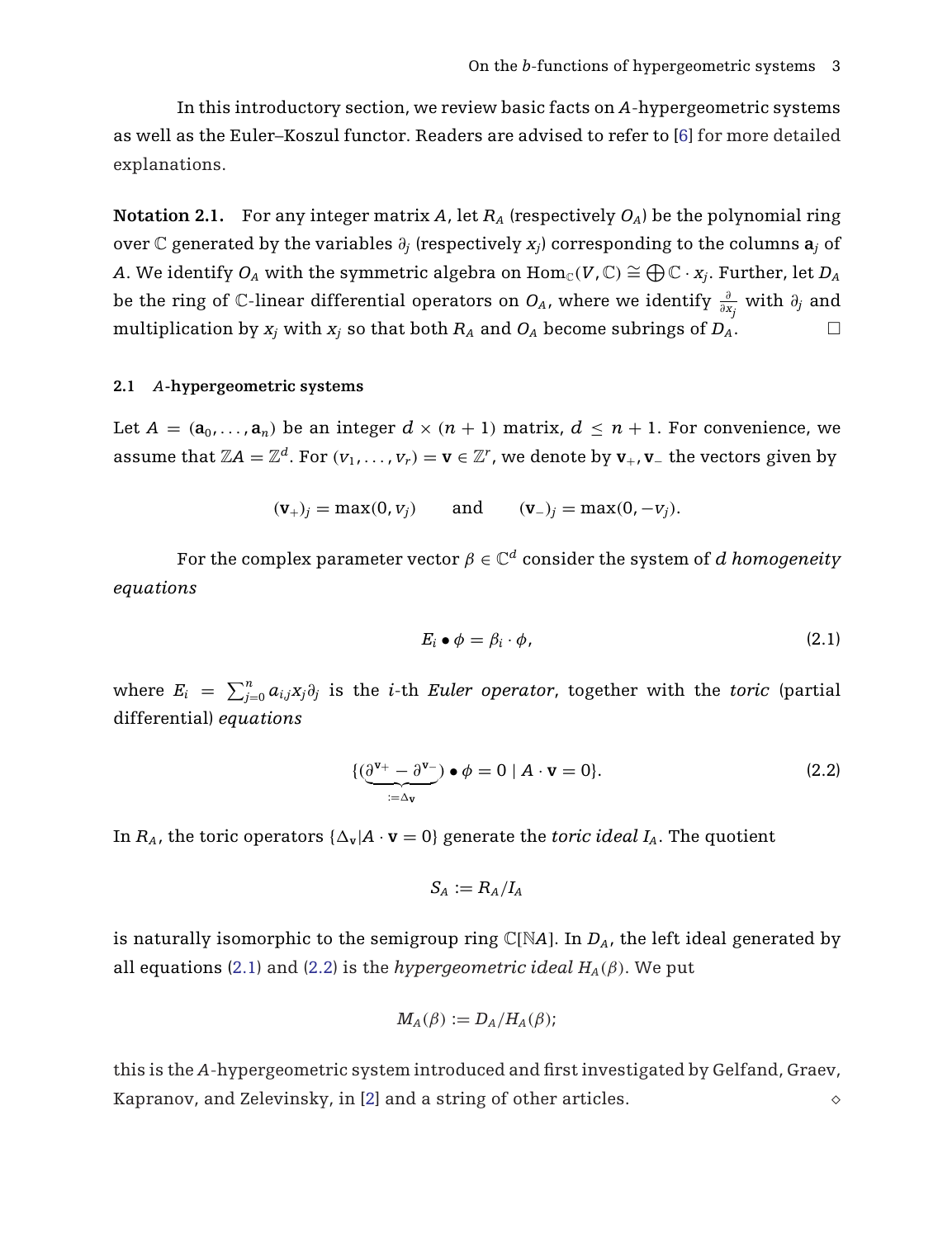In this introductory section, we review basic facts on $A$-hypergeometric systems as well as the Euler–Koszul functor. Readers are advised to refer to [6] for more detailed explanations.

**Notation 2.1.** For any integer matrix $A$, let $R_A$ (respectively $O_A$) be the polynomial ring over $\mathbb{C}$ generated by the variables $\partial_j$ (respectively $x_j$) corresponding to the columns $\mathbf{a}_j$ of $A$. We identify $O_A$ with the symmetric algebra on $\mathrm{Hom}_{\mathbb{C}}(V, \mathbb{C}) \cong \bigoplus \mathbb{C} \cdot x_j$. Further, let $D_A$ be the ring of $\mathbb{C}$-linear differential operators on $O_A$, where we identify $\frac{\partial}{\partial x_j}$ with $\partial_j$ and multiplication by $x_j$ with $x_j$ so that both $R_A$ and $O_A$ become subrings of $D_A$. □

### 2.1 $A$-hypergeometric systems

Let $A = (\mathbf{a}_0, \ldots, \mathbf{a}_n)$ be an integer $d \times (n+1)$ matrix, $d \leq n+1$. For convenience, we assume that $\mathbb{Z}A = \mathbb{Z}^d$. For $(v_1, \ldots, v_r) = \mathbf{v} \in \mathbb{Z}^r$, we denote by $\mathbf{v}_+, \mathbf{v}_-$ the vectors given by

$$(\mathbf{v}_+)_j = \max(0, v_j) \qquad \text{and} \qquad (\mathbf{v}_-)_j = \max(0, -v_j).$$

For the complex parameter vector $\beta \in \mathbb{C}^d$ consider the system of $d$ *homogeneity equations*

$$E_i \bullet \phi = \beta_i \cdot \phi, \tag{2.1}$$

where $E_i = \sum_{j=0}^{n} a_{i,j} x_j \partial_j$ is the $i$-th *Euler operator*, together with the *toric* (partial differential) *equations*

$$\{(\underbrace{\partial^{\mathbf{v}_+} - \partial^{\mathbf{v}_-}}_{:=\Delta_{\mathbf{v}}}) \bullet \phi = 0 \mid A \cdot \mathbf{v} = 0\}. \tag{2.2}$$

In $R_A$, the toric operators $\{\Delta_{\mathbf{v}} | A \cdot \mathbf{v} = 0\}$ generate the *toric ideal* $I_A$. The quotient

$$S_A := R_A / I_A$$

is naturally isomorphic to the semigroup ring $\mathbb{C}[\mathbb{N}A]$. In $D_A$, the left ideal generated by all equations (2.1) and (2.2) is the *hypergeometric ideal* $H_A(\beta)$. We put

$$M_A(\beta) := D_A / H_A(\beta);$$

this is the $A$-hypergeometric system introduced and first investigated by Gelfand, Graev, Kapranov, and Zelevinsky, in [2] and a string of other articles. ⋄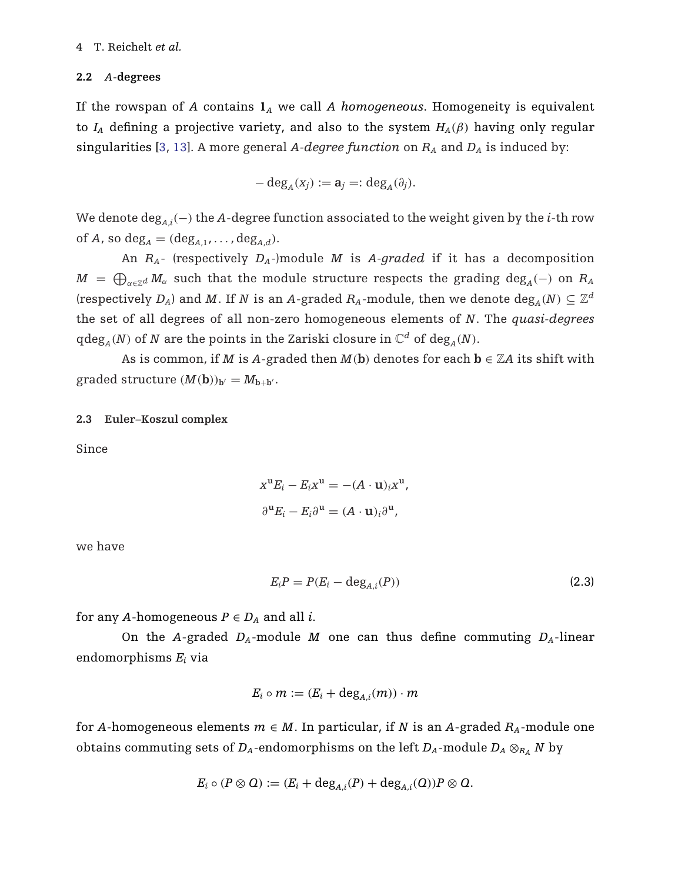### 2.2 $A$-degrees

If the rowspan of $A$ contains $\mathbf{1}_A$ we call $A$ *homogeneous*. Homogeneity is equivalent to $I_A$ defining a projective variety, and also to the system $H_A(\beta)$ having only regular singularities [3, 13]. A more general *$A$-degree function* on $R_A$ and $D_A$ is induced by:

$$-\deg_A(x_j) := \mathbf{a}_j =: \deg_A(\partial_j).$$

We denote $\deg_{A,i}(-)$ the $A$-degree function associated to the weight given by the $i$-th row of $A$, so $\deg_A = (\deg_{A,1}, \ldots, \deg_{A,d})$.

An $R_A$- (respectively $D_A$-)module $M$ is *$A$-graded* if it has a decomposition $M = \bigoplus_{\alpha \in \mathbb{Z}^d} M_\alpha$ such that the module structure respects the grading $\deg_A(-)$ on $R_A$ (respectively $D_A$) and $M$. If $N$ is an $A$-graded $R_A$-module, then we denote $\deg_A(N) \subseteq \mathbb{Z}^d$ the set of all degrees of all non-zero homogeneous elements of $N$. The *quasi-degrees* $\operatorname{qdeg}_A(N)$ of $N$ are the points in the Zariski closure in $\mathbb{C}^d$ of $\deg_A(N)$.

As is common, if $M$ is $A$-graded then $M(\mathbf{b})$ denotes for each $\mathbf{b} \in \mathbb{Z}A$ its shift with graded structure $(M(\mathbf{b}))_{\mathbf{b}'} = M_{\mathbf{b}+\mathbf{b}'}$.

### 2.3 Euler–Koszul complex

Since

$$x^{\mathbf{u}} E_i - E_i x^{\mathbf{u}} = -(A \cdot \mathbf{u})_i x^{\mathbf{u}},$$

$$\partial^{\mathbf{u}} E_i - E_i \partial^{\mathbf{u}} = (A \cdot \mathbf{u})_i \partial^{\mathbf{u}},$$

we have

$$E_i P = P(E_i - \deg_{A,i}(P)) \tag{2.3}$$

for any $A$-homogeneous $P \in D_A$ and all $i$.

On the $A$-graded $D_A$-module $M$ one can thus define commuting $D_A$-linear endomorphisms $E_i$ via

$$E_i \circ m := (E_i + \deg_{A,i}(m)) \cdot m$$

for $A$-homogeneous elements $m \in M$. In particular, if $N$ is an $A$-graded $R_A$-module one obtains commuting sets of $D_A$-endomorphisms on the left $D_A$-module $D_A \otimes_{R_A} N$ by

$$E_i \circ (P \otimes Q) := (E_i + \deg_{A,i}(P) + \deg_{A,i}(Q)) P \otimes Q.$$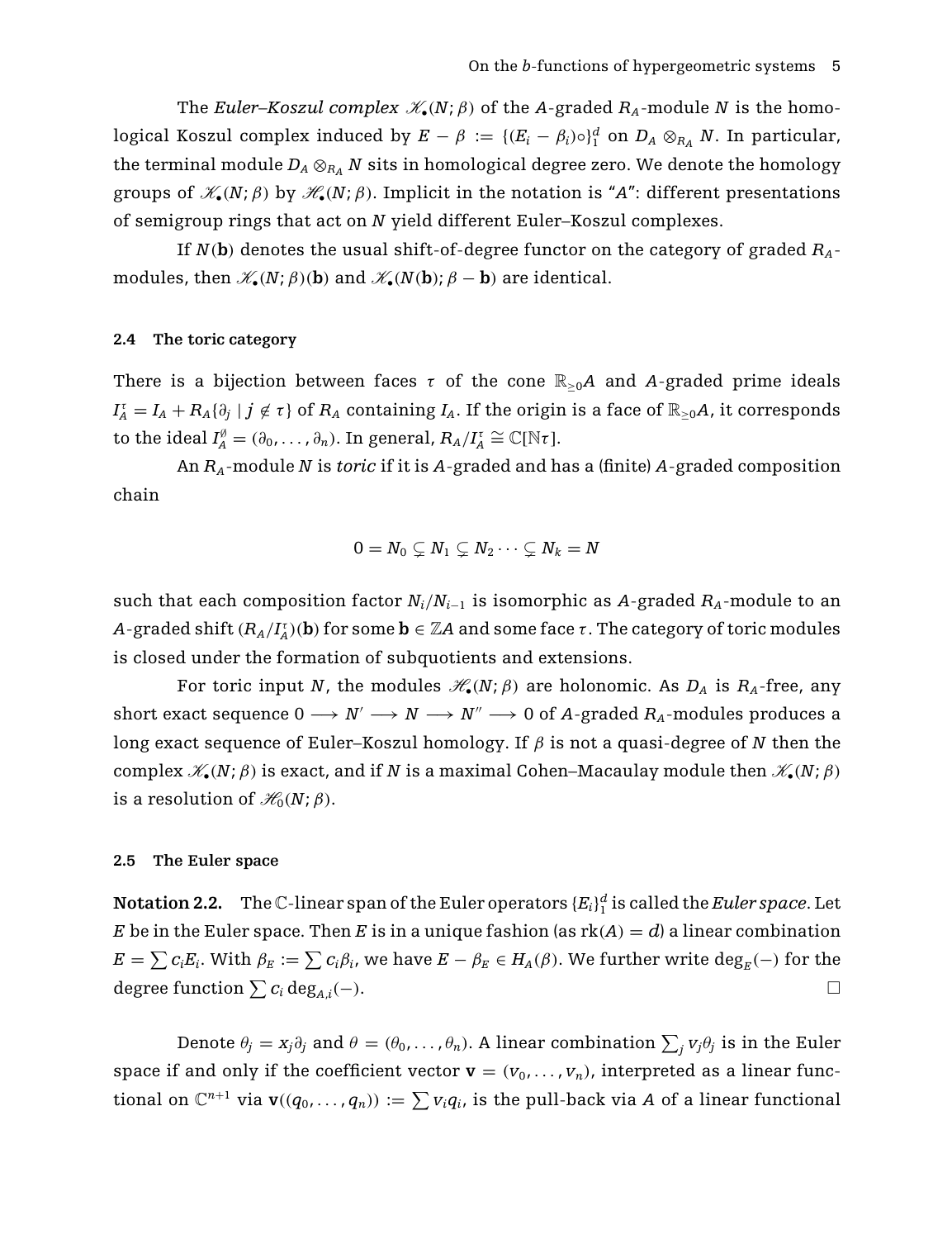The *Euler–Koszul complex* $\mathscr{K}_\bullet(N;\beta)$ of the $A$-graded $R_A$-module $N$ is the homological Koszul complex induced by $E-\beta := \{(E_i-\beta_i)\circ\}_1^d$ on $D_A \otimes_{R_A} N$. In particular, the terminal module $D_A \otimes_{R_A} N$ sits in homological degree zero. We denote the homology groups of $\mathscr{K}_\bullet(N;\beta)$ by $\mathscr{H}_\bullet(N;\beta)$. Implicit in the notation is "$A$": different presentations of semigroup rings that act on $N$ yield different Euler–Koszul complexes.

If $N(\mathbf{b})$ denotes the usual shift-of-degree functor on the category of graded $R_A$-modules, then $\mathscr{K}_\bullet(N;\beta)(\mathbf{b})$ and $\mathscr{K}_\bullet(N(\mathbf{b});\beta-\mathbf{b})$ are identical.

### 2.4 The toric category

There is a bijection between faces $\tau$ of the cone $\mathbb{R}_{\geq 0}A$ and $A$-graded prime ideals $I_A^\tau = I_A + R_A\{\partial_j \mid j \notin \tau\}$ of $R_A$ containing $I_A$. If the origin is a face of $\mathbb{R}_{\geq 0}A$, it corresponds to the ideal $I_A^\emptyset = (\partial_0,\ldots,\partial_n)$. In general, $R_A/I_A^\tau \cong \mathbb{C}[\mathbb{N}\tau]$.

An $R_A$-module $N$ is *toric* if it is $A$-graded and has a (finite) $A$-graded composition chain

$$0 = N_0 \subsetneq N_1 \subsetneq N_2 \cdots \subsetneq N_k = N$$

such that each composition factor $N_i/N_{i-1}$ is isomorphic as $A$-graded $R_A$-module to an $A$-graded shift $(R_A/I_A^\tau)(\mathbf{b})$ for some $\mathbf{b} \in \mathbb{Z}A$ and some face $\tau$. The category of toric modules is closed under the formation of subquotients and extensions.

For toric input $N$, the modules $\mathscr{H}_\bullet(N;\beta)$ are holonomic. As $D_A$ is $R_A$-free, any short exact sequence $0 \longrightarrow N' \longrightarrow N \longrightarrow N'' \longrightarrow 0$ of $A$-graded $R_A$-modules produces a long exact sequence of Euler–Koszul homology. If $\beta$ is not a quasi-degree of $N$ then the complex $\mathscr{K}_\bullet(N;\beta)$ is exact, and if $N$ is a maximal Cohen–Macaulay module then $\mathscr{K}_\bullet(N;\beta)$ is a resolution of $\mathscr{H}_0(N;\beta)$.

### 2.5 The Euler space

**Notation 2.2.** The $\mathbb{C}$-linear span of the Euler operators $\{E_i\}_1^d$ is called the *Euler space*. Let $E$ be in the Euler space. Then $E$ is in a unique fashion (as $\mathrm{rk}(A)=d$) a linear combination $E=\sum c_i E_i$. With $\beta_E := \sum c_i\beta_i$, we have $E-\beta_E \in H_A(\beta)$. We further write $\deg_E(-)$ for the degree function $\sum c_i \deg_{A,i}(-)$. □

Denote $\theta_j = x_j\partial_j$ and $\theta=(\theta_0,\ldots,\theta_n)$. A linear combination $\sum_j v_j\theta_j$ is in the Euler space if and only if the coefficient vector $\mathbf{v}=(v_0,\ldots,v_n)$, interpreted as a linear functional on $\mathbb{C}^{n+1}$ via $\mathbf{v}((q_0,\ldots,q_n)) := \sum v_i q_i$, is the pull-back via $A$ of a linear functional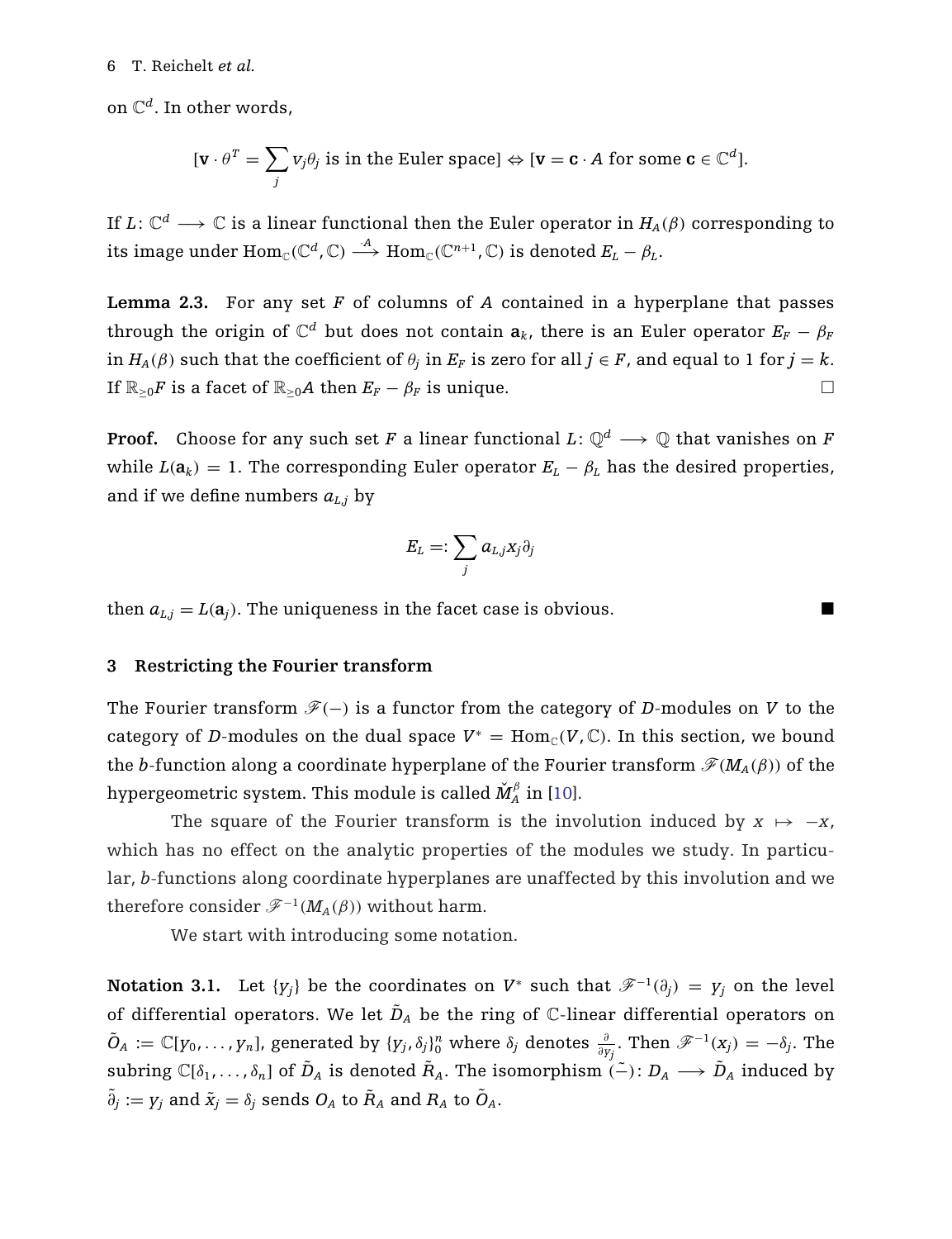on $\mathbb{C}^d$. In other words,

$$[\mathbf{v} \cdot \theta^T = \sum_j v_j \theta_j \text{ is in the Euler space}] \Leftrightarrow [\mathbf{v} = \mathbf{c} \cdot A \text{ for some } \mathbf{c} \in \mathbb{C}^d].$$

If $L\colon \mathbb{C}^d \longrightarrow \mathbb{C}$ is a linear functional then the Euler operator in $H_A(\beta)$ corresponding to its image under $\operatorname{Hom}_{\mathbb{C}}(\mathbb{C}^d, \mathbb{C}) \xrightarrow{\cdot A} \operatorname{Hom}_{\mathbb{C}}(\mathbb{C}^{n+1}, \mathbb{C})$ is denoted $E_L - \beta_L$.

**Lemma 2.3.** For any set $F$ of columns of $A$ contained in a hyperplane that passes through the origin of $\mathbb{C}^d$ but does not contain $\mathbf{a}_k$, there is an Euler operator $E_F - \beta_F$ in $H_A(\beta)$ such that the coefficient of $\theta_j$ in $E_F$ is zero for all $j \in F$, and equal to 1 for $j = k$. If $\mathbb{R}_{\geq 0}F$ is a facet of $\mathbb{R}_{\geq 0}A$ then $E_F - \beta_F$ is unique. □

**Proof.** Choose for any such set $F$ a linear functional $L\colon \mathbb{Q}^d \longrightarrow \mathbb{Q}$ that vanishes on $F$ while $L(\mathbf{a}_k) = 1$. The corresponding Euler operator $E_L - \beta_L$ has the desired properties, and if we define numbers $a_{Lj}$ by

$$E_L =: \sum_j a_{Lj} x_j \partial_j$$

then $a_{Lj} = L(\mathbf{a}_j)$. The uniqueness in the facet case is obvious. ■

## 3 Restricting the Fourier transform

The Fourier transform $\mathscr{F}(-)$ is a functor from the category of $D$-modules on $V$ to the category of $D$-modules on the dual space $V^* = \operatorname{Hom}_{\mathbb{C}}(V, \mathbb{C})$. In this section, we bound the $b$-function along a coordinate hyperplane of the Fourier transform $\mathscr{F}(M_A(\beta))$ of the hypergeometric system. This module is called $\check{M}_A^\beta$ in [10].

The square of the Fourier transform is the involution induced by $x \mapsto -x$, which has no effect on the analytic properties of the modules we study. In particular, $b$-functions along coordinate hyperplanes are unaffected by this involution and we therefore consider $\mathscr{F}^{-1}(M_A(\beta))$ without harm.

We start with introducing some notation.

**Notation 3.1.** Let $\{y_j\}$ be the coordinates on $V^*$ such that $\mathscr{F}^{-1}(\partial_j) = y_j$ on the level of differential operators. We let $\tilde{D}_A$ be the ring of $\mathbb{C}$-linear differential operators on $\tilde{O}_A := \mathbb{C}[y_0, \ldots, y_n]$, generated by $\{y_j, \delta_j\}_0^n$ where $\delta_j$ denotes $\frac{\partial}{\partial y_j}$. Then $\mathscr{F}^{-1}(x_j) = -\delta_j$. The subring $\mathbb{C}[\delta_1, \ldots, \delta_n]$ of $\tilde{D}_A$ is denoted $\tilde{R}_A$. The isomorphism $\tilde{(-)}\colon D_A \longrightarrow \tilde{D}_A$ induced by $\tilde{\partial}_j := y_j$ and $\tilde{x}_j = \delta_j$ sends $O_A$ to $\tilde{R}_A$ and $R_A$ to $\tilde{O}_A$.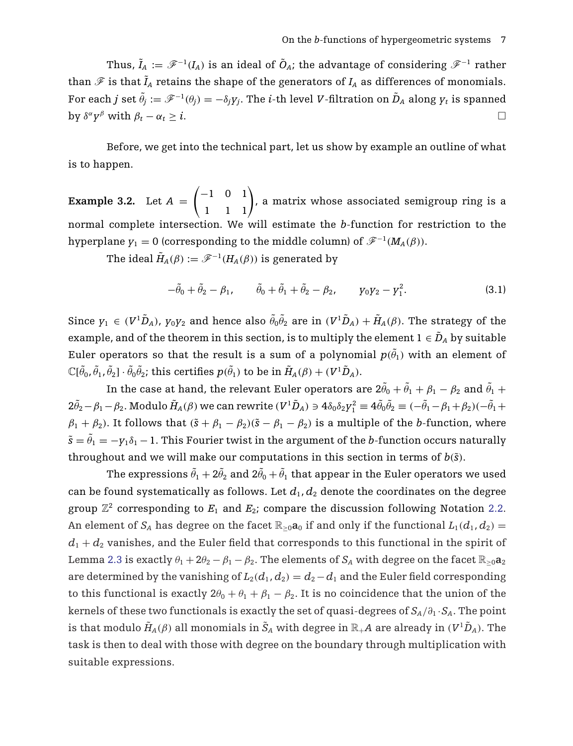Thus, $\tilde{I}_A := \mathscr{F}^{-1}(I_A)$ is an ideal of $\tilde{O}_A$; the advantage of considering $\mathscr{F}^{-1}$ rather than $\mathscr{F}$ is that $\tilde{I}_A$ retains the shape of the generators of $I_A$ as differences of monomials. For each $j$ set $\tilde{\theta}_j := \mathscr{F}^{-1}(\theta_j) = -\delta_j y_j$. The $i$-th level $V$-filtration on $\tilde{D}_A$ along $y_t$ is spanned by $\delta^\alpha y^\beta$ with $\beta_t - \alpha_t \geq i$. $\square$

Before, we get into the technical part, let us show by example an outline of what is to happen.

**Example 3.2.** Let $A = \begin{pmatrix} -1 & 0 & 1 \\ 1 & 1 & 1 \end{pmatrix}$, a matrix whose associated semigroup ring is a normal complete intersection. We will estimate the $b$-function for restriction to the hyperplane $y_1 = 0$ (corresponding to the middle column) of $\mathscr{F}^{-1}(M_A(\beta))$.

The ideal $\tilde{H}_A(\beta) := \mathscr{F}^{-1}(H_A(\beta))$ is generated by

$$-\tilde{\theta}_0 + \tilde{\theta}_2 - \beta_1, \qquad \tilde{\theta}_0 + \tilde{\theta}_1 + \tilde{\theta}_2 - \beta_2, \qquad y_0 y_2 - y_1^2. \tag{3.1}$$

Since $y_1 \in (V^1\tilde{D}_A)$, $y_0y_2$ and hence also $\tilde{\theta}_0\tilde{\theta}_2$ are in $(V^1\tilde{D}_A) + \tilde{H}_A(\beta)$. The strategy of the example, and of the theorem in this section, is to multiply the element $1 \in \tilde{D}_A$ by suitable Euler operators so that the result is a sum of a polynomial $p(\tilde{\theta}_1)$ with an element of $\mathbb{C}[\tilde{\theta}_0, \tilde{\theta}_1, \tilde{\theta}_2] \cdot \tilde{\theta}_0\tilde{\theta}_2$; this certifies $p(\tilde{\theta}_1)$ to be in $\tilde{H}_A(\beta) + (V^1\tilde{D}_A)$.

In the case at hand, the relevant Euler operators are $2\tilde{\theta}_0 + \tilde{\theta}_1 + \beta_1 - \beta_2$ and $\tilde{\theta}_1 + 2\tilde{\theta}_2 - \beta_1 - \beta_2$. Modulo $\tilde{H}_A(\beta)$ we can rewrite $(V^1\tilde{D}_A) \ni 4\delta_0\delta_2 y_1^2 \equiv 4\tilde{\theta}_0\tilde{\theta}_2 \equiv (-\tilde{\theta}_1 - \beta_1 + \beta_2)(-\tilde{\theta}_1 + \beta_1 + \beta_2)$. It follows that $(\tilde{s} + \beta_1 - \beta_2)(\tilde{s} - \beta_1 - \beta_2)$ is a multiple of the $b$-function, where $\tilde{s} = \tilde{\theta}_1 = -y_1\delta_1 - 1$. This Fourier twist in the argument of the $b$-function occurs naturally throughout and we will make our computations in this section in terms of $b(\tilde{s})$.

The expressions $\tilde{\theta}_1 + 2\tilde{\theta}_2$ and $2\tilde{\theta}_0 + \tilde{\theta}_1$ that appear in the Euler operators we used can be found systematically as follows. Let $d_1, d_2$ denote the coordinates on the degree group $\mathbb{Z}^2$ corresponding to $E_1$ and $E_2$; compare the discussion following Notation 2.2. An element of $S_A$ has degree on the facet $\mathbb{R}_{\geq 0}\mathbf{a}_0$ if and only if the functional $L_1(d_1, d_2) = d_1 + d_2$ vanishes, and the Euler field that corresponds to this functional in the spirit of Lemma 2.3 is exactly $\theta_1 + 2\theta_2 - \beta_1 - \beta_2$. The elements of $S_A$ with degree on the facet $\mathbb{R}_{\geq 0}\mathbf{a}_2$ are determined by the vanishing of $L_2(d_1, d_2) = d_2 - d_1$ and the Euler field corresponding to this functional is exactly $2\theta_0 + \theta_1 + \beta_1 - \beta_2$. It is no coincidence that the union of the kernels of these two functionals is exactly the set of quasi-degrees of $S_A/\partial_1 \cdot S_A$. The point is that modulo $\tilde{H}_A(\beta)$ all monomials in $\tilde{S}_A$ with degree in $\mathbb{R}_+A$ are already in $(V^1\tilde{D}_A)$. The task is then to deal with those with degree on the boundary through multiplication with suitable expressions.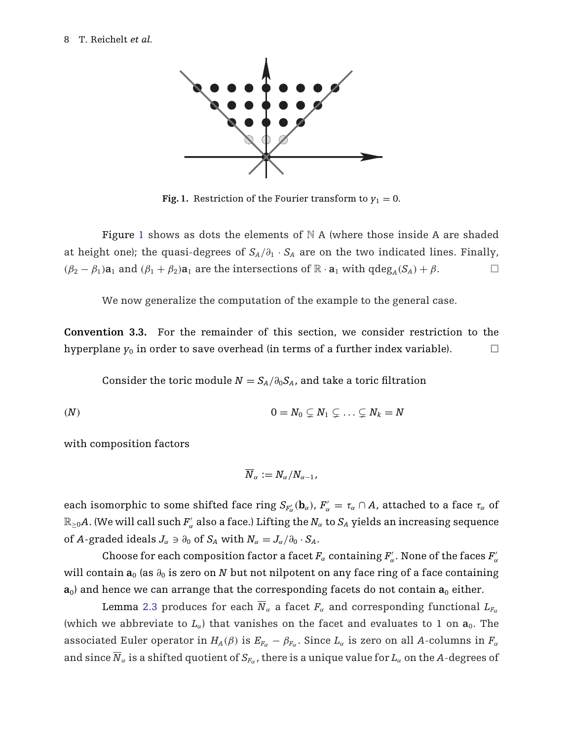Fig. 1. Restriction of the Fourier transform to $y_1 = 0$.

Figure 1 shows as dots the elements of $\mathbb{N}$ A (where those inside A are shaded at height one); the quasi-degrees of $S_A/\partial_1 \cdot S_A$ are on the two indicated lines. Finally, $(\beta_2 - \beta_1)\mathbf{a}_1$ and $(\beta_1 + \beta_2)\mathbf{a}_1$ are the intersections of $\mathbb{R} \cdot \mathbf{a}_1$ with $\mathrm{qdeg}_A(S_A) + \beta$. $\square$

We now generalize the computation of the example to the general case.

**Convention 3.3.** For the remainder of this section, we consider restriction to the hyperplane $y_0$ in order to save overhead (in terms of a further index variable). $\square$

Consider the toric module $N = S_A/\partial_0 S_A$, and take a toric filtration

$$(N) \qquad 0 = N_0 \subsetneq N_1 \subsetneq \ldots \subsetneq N_k = N$$

with composition factors

$$\overline{N}_\alpha := N_\alpha / N_{\alpha-1},$$

each isomorphic to some shifted face ring $S_{F'_\alpha}(\mathbf{b}_\alpha)$, $F'_\alpha = \tau_\alpha \cap A$, attached to a face $\tau_\alpha$ of $\mathbb{R}_{\geq 0}A$. (We will call such $F'_\alpha$ also a face.) Lifting the $N_\alpha$ to $S_A$ yields an increasing sequence of $A$-graded ideals $J_\alpha \ni \partial_0$ of $S_A$ with $N_\alpha = J_\alpha/\partial_0 \cdot S_A$.

Choose for each composition factor a facet $F_\alpha$ containing $F'_\alpha$. None of the faces $F'_\alpha$ will contain $\mathbf{a}_0$ (as $\partial_0$ is zero on $N$ but not nilpotent on any face ring of a face containing $\mathbf{a}_0$) and hence we can arrange that the corresponding facets do not contain $\mathbf{a}_0$ either.

Lemma 2.3 produces for each $\overline{N}_\alpha$ a facet $F_\alpha$ and corresponding functional $L_{F_\alpha}$ (which we abbreviate to $L_\alpha$) that vanishes on the facet and evaluates to 1 on $\mathbf{a}_0$. The associated Euler operator in $H_A(\beta)$ is $E_{F_\alpha} - \beta_{F_\alpha}$. Since $L_\alpha$ is zero on all $A$-columns in $F_\alpha$ and since $\overline{N}_\alpha$ is a shifted quotient of $S_{F_\alpha}$, there is a unique value for $L_\alpha$ on the $A$-degrees of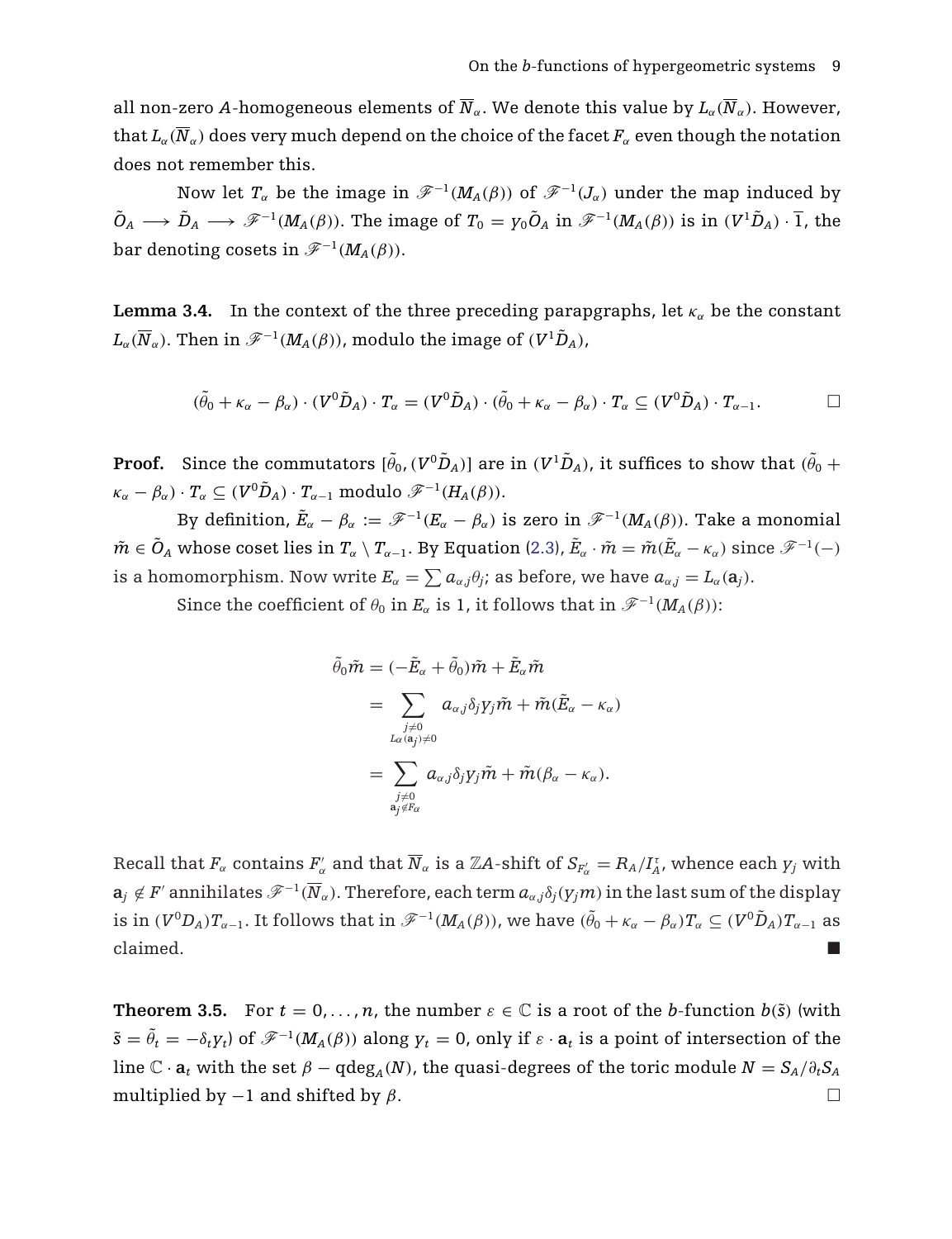all non-zero $A$-homogeneous elements of $\overline{N}_\alpha$. We denote this value by $L_\alpha(\overline{N}_\alpha)$. However, that $L_\alpha(\overline{N}_\alpha)$ does very much depend on the choice of the facet $F_\alpha$ even though the notation does not remember this.

Now let $T_\alpha$ be the image in $\mathscr{F}^{-1}(M_A(\beta))$ of $\mathscr{F}^{-1}(J_\alpha)$ under the map induced by $\tilde{O}_A \longrightarrow \tilde{D}_A \longrightarrow \mathscr{F}^{-1}(M_A(\beta))$. The image of $T_0 = y_0\tilde{O}_A$ in $\mathscr{F}^{-1}(M_A(\beta))$ is in $(V^1\tilde{D}_A)\cdot\overline{1}$, the bar denoting cosets in $\mathscr{F}^{-1}(M_A(\beta))$.

**Lemma 3.4.** In the context of the three preceding parapgraphs, let $\kappa_\alpha$ be the constant $L_\alpha(\overline{N}_\alpha)$. Then in $\mathscr{F}^{-1}(M_A(\beta))$, modulo the image of $(V^1\tilde{D}_A)$,

$$(\tilde{\theta}_0 + \kappa_\alpha - \beta_\alpha)\cdot(V^0\tilde{D}_A)\cdot T_\alpha = (V^0\tilde{D}_A)\cdot(\tilde{\theta}_0 + \kappa_\alpha - \beta_\alpha)\cdot T_\alpha \subseteq (V^0\tilde{D}_A)\cdot T_{\alpha-1}. \qquad \square$$

**Proof.** Since the commutators $[\tilde{\theta}_0, (V^0\tilde{D}_A)]$ are in $(V^1\tilde{D}_A)$, it suffices to show that $(\tilde{\theta}_0 + \kappa_\alpha - \beta_\alpha)\cdot T_\alpha \subseteq (V^0\tilde{D}_A)\cdot T_{\alpha-1}$ modulo $\mathscr{F}^{-1}(H_A(\beta))$.

By definition, $\tilde{E}_\alpha - \beta_\alpha := \mathscr{F}^{-1}(E_\alpha - \beta_\alpha)$ is zero in $\mathscr{F}^{-1}(M_A(\beta))$. Take a monomial $\tilde{m} \in \tilde{O}_A$ whose coset lies in $T_\alpha \setminus T_{\alpha-1}$. By Equation (2.3), $\tilde{E}_\alpha \cdot \tilde{m} = \tilde{m}(\tilde{E}_\alpha - \kappa_\alpha)$ since $\mathscr{F}^{-1}(-)$ is a homomorphism. Now write $E_\alpha = \sum a_{\alpha j}\theta_j$; as before, we have $a_{\alpha j} = L_\alpha(\mathbf{a}_j)$.

Since the coefficient of $\theta_0$ in $E_\alpha$ is 1, it follows that in $\mathscr{F}^{-1}(M_A(\beta))$:

$$\begin{aligned}
\tilde{\theta}_0\tilde{m} &= (-\tilde{E}_\alpha + \tilde{\theta}_0)\tilde{m} + \tilde{E}_\alpha\tilde{m}\\
&= \sum_{\substack{j\neq 0\\ L_\alpha(\mathbf{a}_j)\neq 0}} a_{\alpha j}\delta_j y_j\tilde{m} + \tilde{m}(\tilde{E}_\alpha - \kappa_\alpha)\\
&= \sum_{\substack{j\neq 0\\ \mathbf{a}_j\notin F_\alpha}} a_{\alpha j}\delta_j y_j\tilde{m} + \tilde{m}(\beta_\alpha - \kappa_\alpha).
\end{aligned}$$

Recall that $F_\alpha$ contains $F'_\alpha$ and that $\overline{N}_\alpha$ is a $\mathbb{Z}A$-shift of $S_{F'_\alpha} = R_A/I^\tau_A$, whence each $y_j$ with $\mathbf{a}_j \notin F'$ annihilates $\mathscr{F}^{-1}(\overline{N}_\alpha)$. Therefore, each term $a_{\alpha j}\delta_j(y_j m)$ in the last sum of the display is in $(V^0D_A)T_{\alpha-1}$. It follows that in $\mathscr{F}^{-1}(M_A(\beta))$, we have $(\tilde{\theta}_0 + \kappa_\alpha - \beta_\alpha)T_\alpha \subseteq (V^0\tilde{D}_A)T_{\alpha-1}$ as claimed. ■

**Theorem 3.5.** For $t = 0, \ldots, n$, the number $\varepsilon \in \mathbb{C}$ is a root of the $b$-function $b(\tilde{s})$ (with $\tilde{s} = \tilde{\theta}_t = -\delta_t y_t$) of $\mathscr{F}^{-1}(M_A(\beta))$ along $y_t = 0$, only if $\varepsilon \cdot \mathbf{a}_t$ is a point of intersection of the line $\mathbb{C}\cdot\mathbf{a}_t$ with the set $\beta - \mathrm{qdeg}_A(N)$, the quasi-degrees of the toric module $N = S_A/\partial_t S_A$ multiplied by $-1$ and shifted by $\beta$. $\square$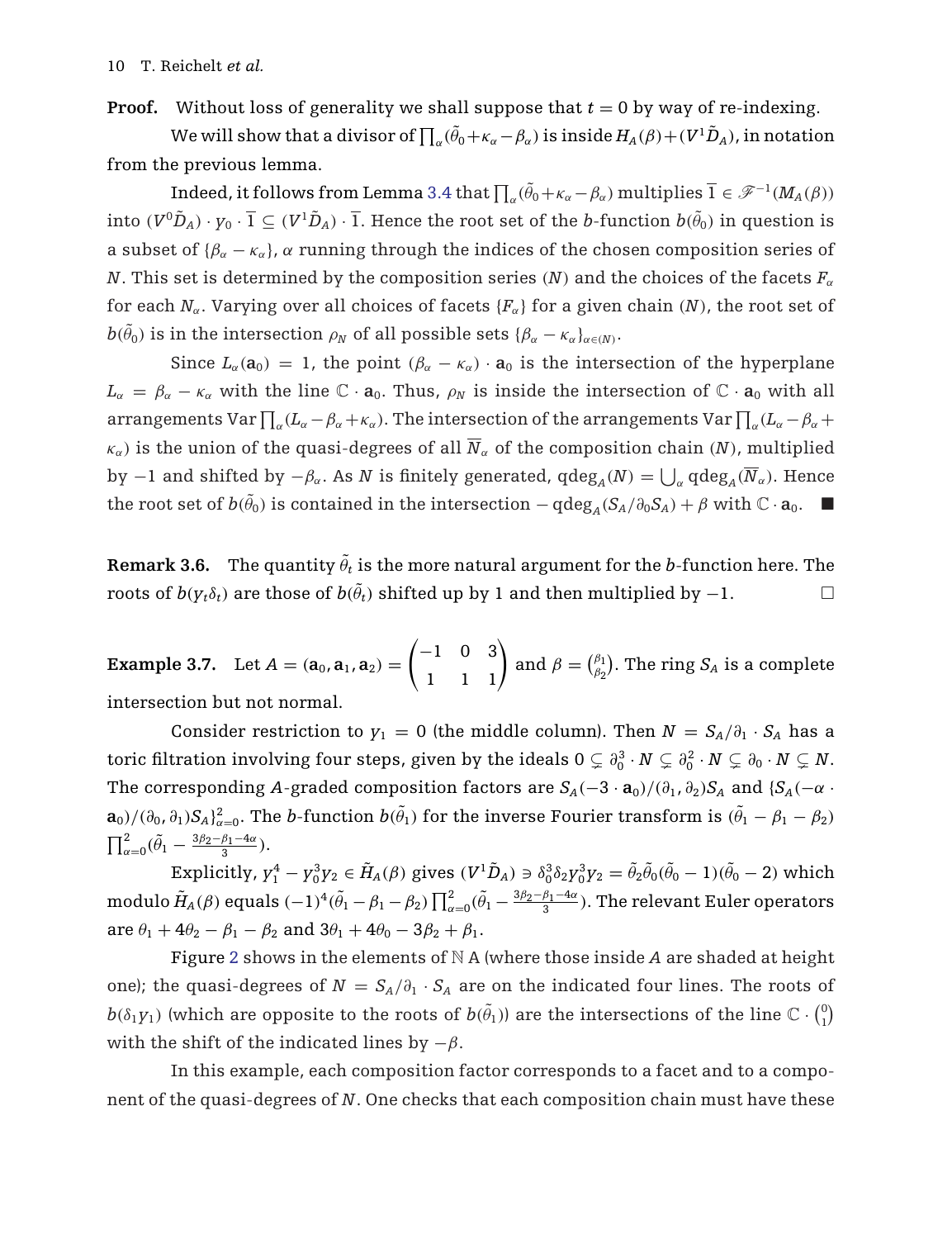**Proof.** Without loss of generality we shall suppose that $t = 0$ by way of re-indexing.

We will show that a divisor of $\prod_\alpha(\tilde{\theta}_0+\kappa_\alpha-\beta_\alpha)$ is inside $H_A(\beta)+(V^1\tilde{D}_A)$, in notation from the previous lemma.

Indeed, it follows from Lemma 3.4 that $\prod_\alpha(\tilde{\theta}_0+\kappa_\alpha-\beta_\alpha)$ multiplies $\overline{1} \in \mathscr{F}^{-1}(M_A(\beta))$ into $(V^0\tilde{D}_A)\cdot y_0 \cdot \overline{1} \subseteq (V^1\tilde{D}_A)\cdot \overline{1}$. Hence the root set of the $b$-function $b(\tilde{\theta}_0)$ in question is a subset of $\{\beta_\alpha - \kappa_\alpha\}$, $\alpha$ running through the indices of the chosen composition series of $N$. This set is determined by the composition series $(N)$ and the choices of the facets $F_\alpha$ for each $N_\alpha$. Varying over all choices of facets $\{F_\alpha\}$ for a given chain $(N)$, the root set of $b(\tilde{\theta}_0)$ is in the intersection $\rho_N$ of all possible sets $\{\beta_\alpha - \kappa_\alpha\}_{\alpha\in(N)}$.

Since $L_\alpha(\mathbf{a}_0) = 1$, the point $(\beta_\alpha - \kappa_\alpha)\cdot \mathbf{a}_0$ is the intersection of the hyperplane $L_\alpha = \beta_\alpha - \kappa_\alpha$ with the line $\mathbb{C}\cdot\mathbf{a}_0$. Thus, $\rho_N$ is inside the intersection of $\mathbb{C}\cdot\mathbf{a}_0$ with all arrangements $\operatorname{Var}\prod_\alpha(L_\alpha-\beta_\alpha+\kappa_\alpha)$. The intersection of the arrangements $\operatorname{Var}\prod_\alpha(L_\alpha-\beta_\alpha+\kappa_\alpha)$ is the union of the quasi-degrees of all $\overline{N}_\alpha$ of the composition chain $(N)$, multiplied by $-1$ and shifted by $-\beta_\alpha$. As $N$ is finitely generated, $\operatorname{qdeg}_A(N) = \bigcup_\alpha \operatorname{qdeg}_A(\overline{N}_\alpha)$. Hence the root set of $b(\tilde{\theta}_0)$ is contained in the intersection $-\operatorname{qdeg}_A(S_A/\partial_0 S_A)+\beta$ with $\mathbb{C}\cdot\mathbf{a}_0$. ■

**Remark 3.6.** The quantity $\tilde{\theta}_t$ is the more natural argument for the $b$-function here. The roots of $b(y_t\delta_t)$ are those of $b(\tilde{\theta}_t)$ shifted up by 1 and then multiplied by $-1$. □

**Example 3.7.** Let $A = (\mathbf{a}_0,\mathbf{a}_1,\mathbf{a}_2) = \begin{pmatrix} -1 & 0 & 3\\ 1 & 1 & 1\end{pmatrix}$ and $\beta = \binom{\beta_1}{\beta_2}$. The ring $S_A$ is a complete intersection but not normal.

Consider restriction to $y_1 = 0$ (the middle column). Then $N = S_A/\partial_1\cdot S_A$ has a toric filtration involving four steps, given by the ideals $0 \subsetneq \partial_0^3\cdot N \subsetneq \partial_0^2\cdot N \subsetneq \partial_0\cdot N \subsetneq N$. The corresponding $A$-graded composition factors are $S_A(-3\cdot\mathbf{a}_0)/(\partial_1,\partial_2)S_A$ and $\{S_A(-\alpha\cdot\mathbf{a}_0)/(\partial_0,\partial_1)S_A\}_{\alpha=0}^2$. The $b$-function $b(\tilde{\theta}_1)$ for the inverse Fourier transform is $(\tilde{\theta}_1-\beta_1-\beta_2)\prod_{\alpha=0}^2(\tilde{\theta}_1-\frac{3\beta_2-\beta_1-4\alpha}{3})$.

Explicitly, $y_1^4 - y_0^3 y_2 \in \tilde{H}_A(\beta)$ gives $(V^1\tilde{D}_A)\ni \delta_0^3\delta_2 y_0^3 y_2 = \tilde{\theta}_2\tilde{\theta}_0(\tilde{\theta}_0-1)(\tilde{\theta}_0-2)$ which modulo $\tilde{H}_A(\beta)$ equals $(-1)^4(\tilde{\theta}_1-\beta_1-\beta_2)\prod_{\alpha=0}^2(\tilde{\theta}_1-\frac{3\beta_2-\beta_1-4\alpha}{3})$. The relevant Euler operators are $\theta_1+4\theta_2-\beta_1-\beta_2$ and $3\theta_1+4\theta_0-3\beta_2+\beta_1$.

Figure 2 shows in the elements of $\mathbb{N}\,A$ (where those inside $A$ are shaded at height one); the quasi-degrees of $N = S_A/\partial_1\cdot S_A$ are on the indicated four lines. The roots of $b(\delta_1 y_1)$ (which are opposite to the roots of $b(\tilde{\theta}_1)$) are the intersections of the line $\mathbb{C}\cdot\binom{0}{1}$ with the shift of the indicated lines by $-\beta$.

In this example, each composition factor corresponds to a facet and to a component of the quasi-degrees of $N$. One checks that each composition chain must have these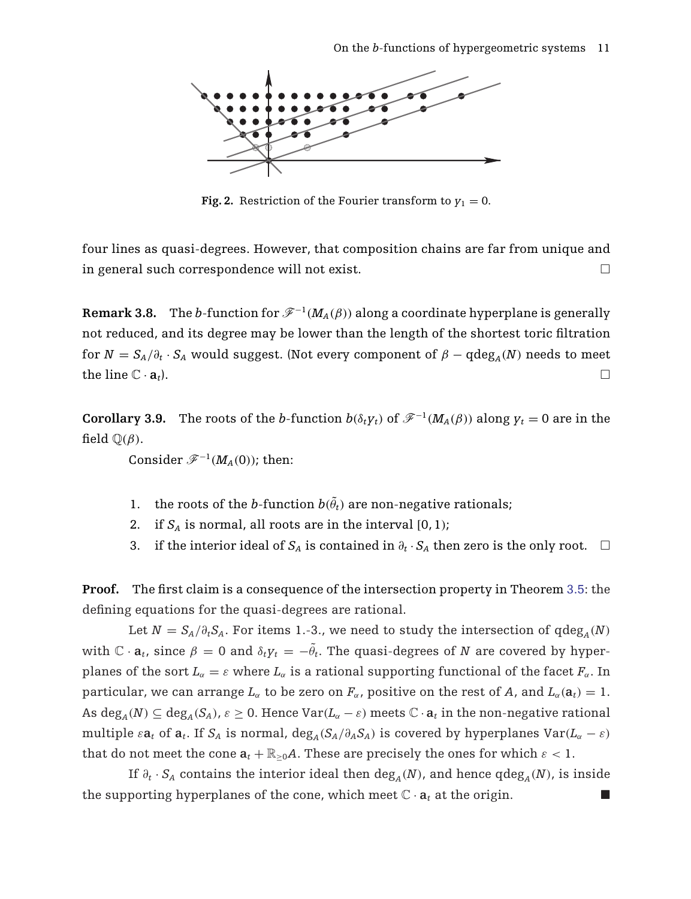**Fig. 2.** Restriction of the Fourier transform to $y_1 = 0$.

four lines as quasi-degrees. However, that composition chains are far from unique and in general such correspondence will not exist. □

**Remark 3.8.** The $b$-function for $\mathscr{F}^{-1}(M_A(\beta))$ along a coordinate hyperplane is generally not reduced, and its degree may be lower than the length of the shortest toric filtration for $N = S_A/\partial_t \cdot S_A$ would suggest. (Not every component of $\beta - \mathrm{qdeg}_A(N)$ needs to meet the line $\mathbb{C} \cdot \mathbf{a}_t$). □

**Corollary 3.9.** The roots of the $b$-function $b(\delta_t y_t)$ of $\mathscr{F}^{-1}(M_A(\beta))$ along $y_t = 0$ are in the field $\mathbb{Q}(\beta)$.

Consider $\mathscr{F}^{-1}(M_A(0))$; then:

1. the roots of the $b$-function $b(\tilde{\theta}_t)$ are non-negative rationals;
2. if $S_A$ is normal, all roots are in the interval $[0, 1)$;
3. if the interior ideal of $S_A$ is contained in $\partial_t \cdot S_A$ then zero is the only root. □

**Proof.** The first claim is a consequence of the intersection property in Theorem 3.5: the defining equations for the quasi-degrees are rational.

Let $N = S_A/\partial_t S_A$. For items 1.-3., we need to study the intersection of $\mathrm{qdeg}_A(N)$ with $\mathbb{C} \cdot \mathbf{a}_t$, since $\beta = 0$ and $\delta_t y_t = -\tilde{\theta}_t$. The quasi-degrees of $N$ are covered by hyperplanes of the sort $L_\alpha = \varepsilon$ where $L_\alpha$ is a rational supporting functional of the facet $F_\alpha$. In particular, we can arrange $L_\alpha$ to be zero on $F_\alpha$, positive on the rest of $A$, and $L_\alpha(\mathbf{a}_t) = 1$. As $\deg_A(N) \subseteq \deg_A(S_A)$, $\varepsilon \geq 0$. Hence $\mathrm{Var}(L_\alpha - \varepsilon)$ meets $\mathbb{C} \cdot \mathbf{a}_t$ in the non-negative rational multiple $\varepsilon \mathbf{a}_t$ of $\mathbf{a}_t$. If $S_A$ is normal, $\deg_A(S_A/\partial_A S_A)$ is covered by hyperplanes $\mathrm{Var}(L_\alpha - \varepsilon)$ that do not meet the cone $\mathbf{a}_t + \mathbb{R}_{\geq 0} A$. These are precisely the ones for which $\varepsilon < 1$.

If $\partial_t \cdot S_A$ contains the interior ideal then $\deg_A(N)$, and hence $\mathrm{qdeg}_A(N)$, is inside the supporting hyperplanes of the cone, which meet $\mathbb{C} \cdot \mathbf{a}_t$ at the origin. ■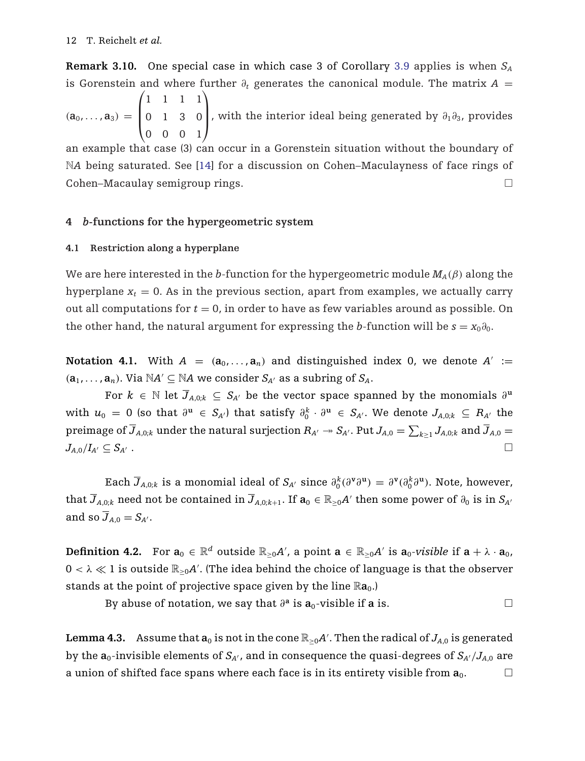**Remark 3.10.** One special case in which case 3 of Corollary 3.9 applies is when $S_A$ is Gorenstein and where further $\partial_t$ generates the canonical module. The matrix $A = (\mathbf{a}_0, \ldots, \mathbf{a}_3) = \begin{pmatrix} 1 & 1 & 1 & 1 \\ 0 & 1 & 3 & 0 \\ 0 & 0 & 0 & 1 \end{pmatrix}$, with the interior ideal being generated by $\partial_1\partial_3$, provides an example that case (3) can occur in a Gorenstein situation without the boundary of $\mathbb{N}A$ being saturated. See [14] for a discussion on Cohen–Maculayness of face rings of Cohen–Macaulay semigroup rings. □

## 4 *b*-functions for the hypergeometric system

### 4.1 Restriction along a hyperplane

We are here interested in the $b$-function for the hypergeometric module $M_A(\beta)$ along the hyperplane $x_t = 0$. As in the previous section, apart from examples, we actually carry out all computations for $t = 0$, in order to have as few variables around as possible. On the other hand, the natural argument for expressing the $b$-function will be $s = x_0\partial_0$.

**Notation 4.1.** With $A = (\mathbf{a}_0, \ldots, \mathbf{a}_n)$ and distinguished index 0, we denote $A' := (\mathbf{a}_1, \ldots, \mathbf{a}_n)$. Via $\mathbb{N}A' \subseteq \mathbb{N}A$ we consider $S_{A'}$ as a subring of $S_A$.

For $k \in \mathbb{N}$ let $\overline{J}_{A,0;k} \subseteq S_{A'}$ be the vector space spanned by the monomials $\partial^{\mathbf{u}}$ with $u_0 = 0$ (so that $\partial^{\mathbf{u}} \in S_{A'}$) that satisfy $\partial_0^k \cdot \partial^{\mathbf{u}} \in S_{A'}$. We denote $J_{A,0;k} \subseteq R_{A'}$ the preimage of $\overline{J}_{A,0;k}$ under the natural surjection $R_{A'} \twoheadrightarrow S_{A'}$. Put $J_{A,0} = \sum_{k \geq 1} J_{A,0;k}$ and $\overline{J}_{A,0} = J_{A,0}/I_{A'} \subseteq S_{A'}$. □

Each $\overline{J}_{A,0;k}$ is a monomial ideal of $S_{A'}$ since $\partial_0^k(\partial^{\mathbf{v}}\partial^{\mathbf{u}}) = \partial^{\mathbf{v}}(\partial_0^k\partial^{\mathbf{u}})$. Note, however, that $\overline{J}_{A,0;k}$ need not be contained in $\overline{J}_{A,0;k+1}$. If $\mathbf{a}_0 \in \mathbb{R}_{\geq 0}A'$ then some power of $\partial_0$ is in $S_{A'}$ and so $\overline{J}_{A,0} = S_{A'}$.

**Definition 4.2.** For $\mathbf{a}_0 \in \mathbb{R}^d$ outside $\mathbb{R}_{\geq 0}A'$, a point $\mathbf{a} \in \mathbb{R}_{\geq 0}A'$ is $\mathbf{a}_0$-*visible* if $\mathbf{a} + \lambda \cdot \mathbf{a}_0$, $0 < \lambda \ll 1$ is outside $\mathbb{R}_{\geq 0}A'$. (The idea behind the choice of language is that the observer stands at the point of projective space given by the line $\mathbb{R}\mathbf{a}_0$.)

By abuse of notation, we say that $\partial^{\mathbf{a}}$ is $\mathbf{a}_0$-visible if $\mathbf{a}$ is. □

**Lemma 4.3.** Assume that $\mathbf{a}_0$ is not in the cone $\mathbb{R}_{\geq 0}A'$. Then the radical of $J_{A,0}$ is generated by the $\mathbf{a}_0$-invisible elements of $S_{A'}$, and in consequence the quasi-degrees of $S_{A'}/J_{A,0}$ are a union of shifted face spans where each face is in its entirety visible from $\mathbf{a}_0$. □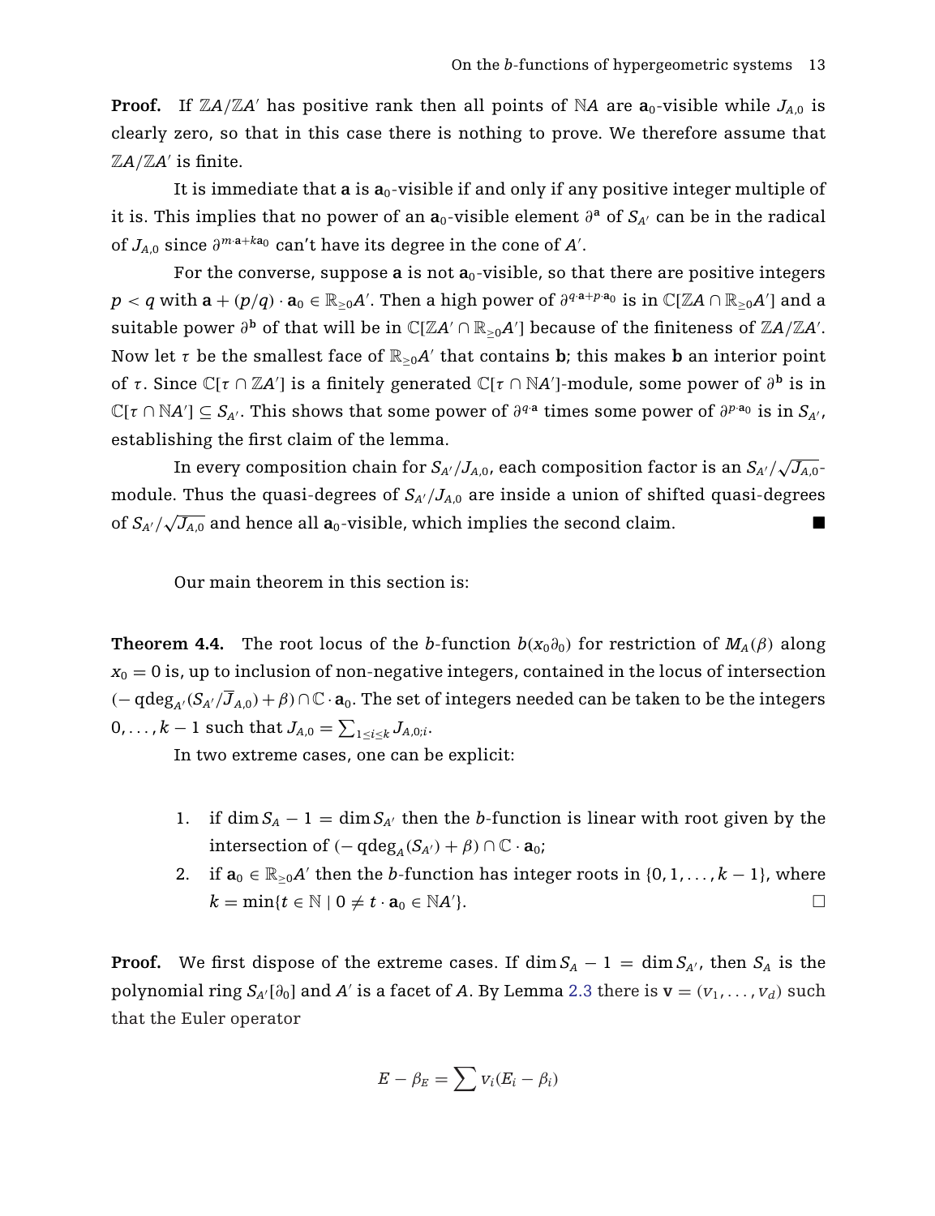**Proof.** If $\mathbb{Z}A/\mathbb{Z}A'$ has positive rank then all points of $\mathbb{N}A$ are $\mathbf{a}_0$-visible while $J_{A,0}$ is clearly zero, so that in this case there is nothing to prove. We therefore assume that $\mathbb{Z}A/\mathbb{Z}A'$ is finite.

It is immediate that $\mathbf{a}$ is $\mathbf{a}_0$-visible if and only if any positive integer multiple of it is. This implies that no power of an $\mathbf{a}_0$-visible element $\partial^{\mathbf{a}}$ of $S_{A'}$ can be in the radical of $J_{A,0}$ since $\partial^{m\cdot\mathbf{a}+k\mathbf{a}_0}$ can't have its degree in the cone of $A'$.

For the converse, suppose $\mathbf{a}$ is not $\mathbf{a}_0$-visible, so that there are positive integers $p < q$ with $\mathbf{a} + (p/q)\cdot\mathbf{a}_0 \in \mathbb{R}_{\geq 0}A'$. Then a high power of $\partial^{q\cdot\mathbf{a}+p\cdot\mathbf{a}_0}$ is in $\mathbb{C}[\mathbb{Z}A \cap \mathbb{R}_{\geq 0}A']$ and a suitable power $\partial^{\mathbf{b}}$ of that will be in $\mathbb{C}[\mathbb{Z}A' \cap \mathbb{R}_{\geq 0}A']$ because of the finiteness of $\mathbb{Z}A/\mathbb{Z}A'$. Now let $\tau$ be the smallest face of $\mathbb{R}_{\geq 0}A'$ that contains $\mathbf{b}$; this makes $\mathbf{b}$ an interior point of $\tau$. Since $\mathbb{C}[\tau \cap \mathbb{Z}A']$ is a finitely generated $\mathbb{C}[\tau \cap \mathbb{N}A']$-module, some power of $\partial^{\mathbf{b}}$ is in $\mathbb{C}[\tau \cap \mathbb{N}A'] \subseteq S_{A'}$. This shows that some power of $\partial^{q\cdot\mathbf{a}}$ times some power of $\partial^{p\cdot\mathbf{a}_0}$ is in $S_{A'}$, establishing the first claim of the lemma.

In every composition chain for $S_{A'}/J_{A,0}$, each composition factor is an $S_{A'}/\sqrt{J_{A,0}}$-module. Thus the quasi-degrees of $S_{A'}/J_{A,0}$ are inside a union of shifted quasi-degrees of $S_{A'}/\sqrt{J_{A,0}}$ and hence all $\mathbf{a}_0$-visible, which implies the second claim. ■

Our main theorem in this section is:

**Theorem 4.4.** The root locus of the $b$-function $b(x_0\partial_0)$ for restriction of $M_A(\beta)$ along $x_0 = 0$ is, up to inclusion of non-negative integers, contained in the locus of intersection $(-\operatorname{qdeg}_{A'}(S_{A'}/\overline{J}_{A,0}) + \beta) \cap \mathbb{C}\cdot\mathbf{a}_0$. The set of integers needed can be taken to be the integers $0, \ldots, k-1$ such that $J_{A,0} = \sum_{1\leq i\leq k} J_{A,0;i}$.

In two extreme cases, one can be explicit:

1. if $\dim S_A - 1 = \dim S_{A'}$ then the $b$-function is linear with root given by the intersection of $(-\operatorname{qdeg}_A(S_{A'}) + \beta) \cap \mathbb{C}\cdot\mathbf{a}_0$;
2. if $\mathbf{a}_0 \in \mathbb{R}_{\geq 0}A'$ then the $b$-function has integer roots in $\{0, 1, \ldots, k-1\}$, where $k = \min\{t \in \mathbb{N} \mid 0 \neq t\cdot\mathbf{a}_0 \in \mathbb{N}A'\}$. □

**Proof.** We first dispose of the extreme cases. If $\dim S_A - 1 = \dim S_{A'}$, then $S_A$ is the polynomial ring $S_{A'}[\partial_0]$ and $A'$ is a facet of $A$. By Lemma 2.3 there is $\mathbf{v} = (v_1, \ldots, v_d)$ such that the Euler operator

$$E - \beta_E = \sum v_i(E_i - \beta_i)$$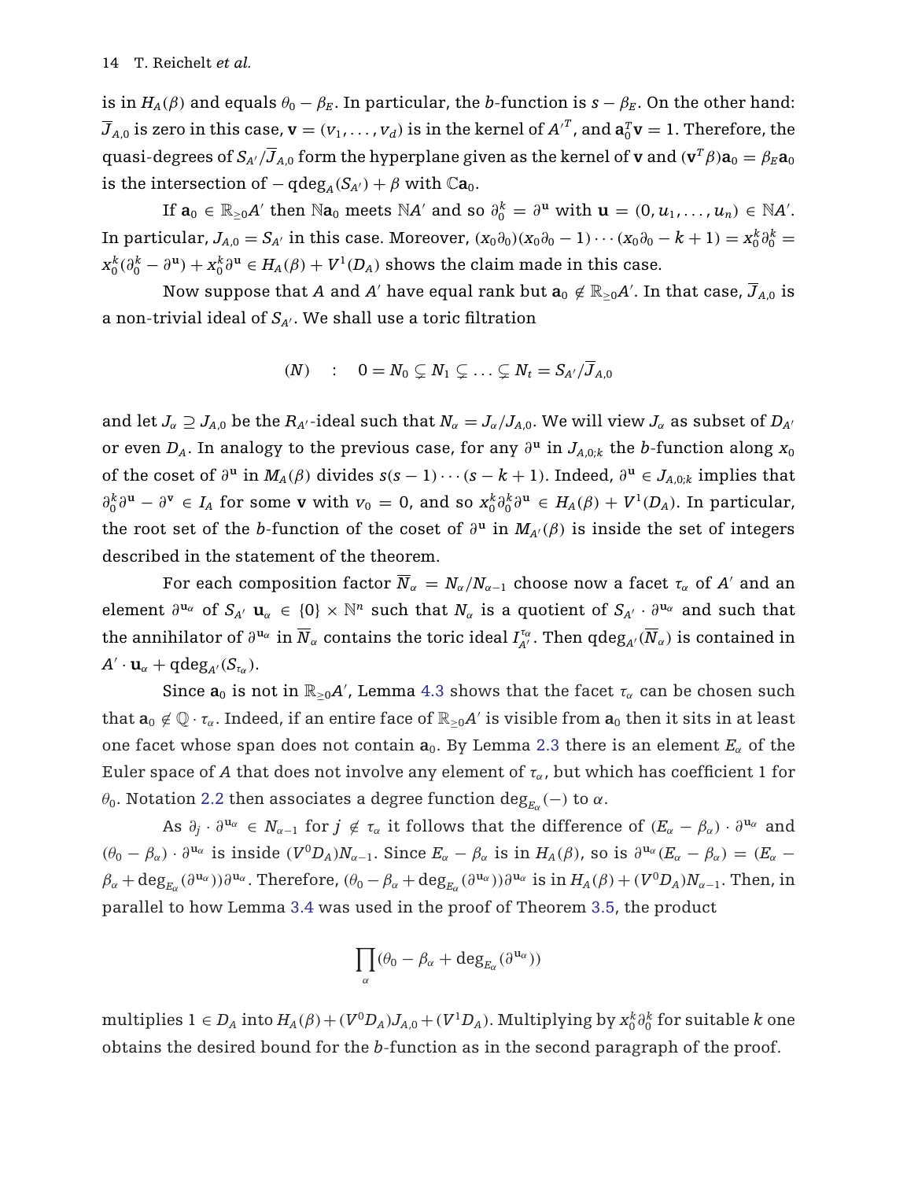is in $H_A(\beta)$ and equals $\theta_0 - \beta_E$. In particular, the $b$-function is $s - \beta_E$. On the other hand: $\overline{J}_{A,0}$ is zero in this case, $\mathbf{v} = (v_1, \ldots, v_d)$ is in the kernel of $A'^T$, and $\mathbf{a}_0^T\mathbf{v} = 1$. Therefore, the quasi-degrees of $S_{A'}/\overline{J}_{A,0}$ form the hyperplane given as the kernel of $\mathbf{v}$ and $(\mathbf{v}^T\beta)\mathbf{a}_0 = \beta_E\mathbf{a}_0$ is the intersection of $-\,\mathrm{qdeg}_A(S_{A'}) + \beta$ with $\mathbb{C}\mathbf{a}_0$.

If $\mathbf{a}_0 \in \mathbb{R}_{\geq 0}A'$ then $\mathbb{N}\mathbf{a}_0$ meets $\mathbb{N}A'$ and so $\partial_0^k = \partial^{\mathbf{u}}$ with $\mathbf{u} = (0, u_1, \ldots, u_n) \in \mathbb{N}A'$. In particular, $J_{A,0} = S_{A'}$ in this case. Moreover, $(x_0\partial_0)(x_0\partial_0 - 1)\cdots(x_0\partial_0 - k + 1) = x_0^k\partial_0^k = x_0^k(\partial_0^k - \partial^{\mathbf{u}}) + x_0^k\partial^{\mathbf{u}} \in H_A(\beta) + V^1(D_A)$ shows the claim made in this case.

Now suppose that $A$ and $A'$ have equal rank but $\mathbf{a}_0 \notin \mathbb{R}_{\geq 0}A'$. In that case, $\overline{J}_{A,0}$ is a non-trivial ideal of $S_{A'}$. We shall use a toric filtration

$$(N) \quad : \quad 0 = N_0 \subsetneq N_1 \subsetneq \ldots \subsetneq N_t = S_{A'}/\overline{J}_{A,0}$$

and let $J_\alpha \supseteq J_{A,0}$ be the $R_{A'}$-ideal such that $N_\alpha = J_\alpha/J_{A,0}$. We will view $J_\alpha$ as subset of $D_{A'}$ or even $D_A$. In analogy to the previous case, for any $\partial^{\mathbf{u}}$ in $J_{A,0;k}$ the $b$-function along $x_0$ of the coset of $\partial^{\mathbf{u}}$ in $M_A(\beta)$ divides $s(s-1)\cdots(s-k+1)$. Indeed, $\partial^{\mathbf{u}} \in J_{A,0;k}$ implies that $\partial_0^k\partial^{\mathbf{u}} - \partial^{\mathbf{v}} \in I_A$ for some $\mathbf{v}$ with $v_0 = 0$, and so $x_0^k\partial_0^k\partial^{\mathbf{u}} \in H_A(\beta) + V^1(D_A)$. In particular, the root set of the $b$-function of the coset of $\partial^{\mathbf{u}}$ in $M_{A'}(\beta)$ is inside the set of integers described in the statement of the theorem.

For each composition factor $\overline{N}_\alpha = N_\alpha/N_{\alpha-1}$ choose now a facet $\tau_\alpha$ of $A'$ and an element $\partial^{\mathbf{u}_\alpha}$ of $S_{A'}$ $\mathbf{u}_\alpha \in \{0\} \times \mathbb{N}^n$ such that $N_\alpha$ is a quotient of $S_{A'} \cdot \partial^{\mathbf{u}_\alpha}$ and such that the annihilator of $\partial^{\mathbf{u}_\alpha}$ in $\overline{N}_\alpha$ contains the toric ideal $I_{A'}^{\tau_\alpha}$. Then $\mathrm{qdeg}_{A'}(\overline{N}_\alpha)$ is contained in $A' \cdot \mathbf{u}_\alpha + \mathrm{qdeg}_{A'}(S_{\tau_\alpha})$.

Since $\mathbf{a}_0$ is not in $\mathbb{R}_{\geq 0}A'$, Lemma 4.3 shows that the facet $\tau_\alpha$ can be chosen such that $\mathbf{a}_0 \notin \mathbb{Q} \cdot \tau_\alpha$. Indeed, if an entire face of $\mathbb{R}_{\geq 0}A'$ is visible from $\mathbf{a}_0$ then it sits in at least one facet whose span does not contain $\mathbf{a}_0$. By Lemma 2.3 there is an element $E_\alpha$ of the Euler space of $A$ that does not involve any element of $\tau_\alpha$, but which has coefficient 1 for $\theta_0$. Notation 2.2 then associates a degree function $\deg_{E_\alpha}(-)$ to $\alpha$.

As $\partial_j \cdot \partial^{\mathbf{u}_\alpha} \in N_{\alpha-1}$ for $j \notin \tau_\alpha$ it follows that the difference of $(E_\alpha - \beta_\alpha) \cdot \partial^{\mathbf{u}_\alpha}$ and $(\theta_0 - \beta_\alpha) \cdot \partial^{\mathbf{u}_\alpha}$ is inside $(V^0D_A)N_{\alpha-1}$. Since $E_\alpha - \beta_\alpha$ is in $H_A(\beta)$, so is $\partial^{\mathbf{u}_\alpha}(E_\alpha - \beta_\alpha) = (E_\alpha - \beta_\alpha + \deg_{E_\alpha}(\partial^{\mathbf{u}_\alpha}))\partial^{\mathbf{u}_\alpha}$. Therefore, $(\theta_0 - \beta_\alpha + \deg_{E_\alpha}(\partial^{\mathbf{u}_\alpha}))\partial^{\mathbf{u}_\alpha}$ is in $H_A(\beta) + (V^0D_A)N_{\alpha-1}$. Then, in parallel to how Lemma 3.4 was used in the proof of Theorem 3.5, the product

$$\prod_\alpha (\theta_0 - \beta_\alpha + \deg_{E_\alpha}(\partial^{\mathbf{u}_\alpha}))$$

multiplies $1 \in D_A$ into $H_A(\beta) + (V^0D_A)J_{A,0} + (V^1D_A)$. Multiplying by $x_0^k\partial_0^k$ for suitable $k$ one obtains the desired bound for the $b$-function as in the second paragraph of the proof.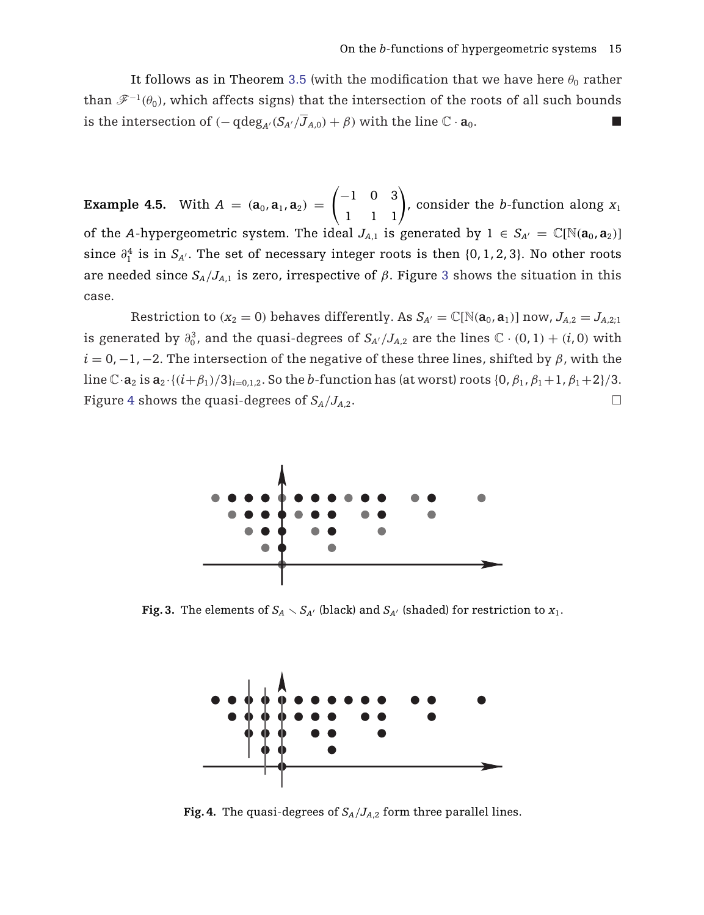It follows as in Theorem 3.5 (with the modification that we have here $\theta_0$ rather than $\mathscr{F}^{-1}(\theta_0)$, which affects signs) that the intersection of the roots of all such bounds is the intersection of $(-\operatorname{qdeg}_{A'}(S_{A'}/\overline{J}_{A,0}) + \beta)$ with the line $\mathbb{C} \cdot \mathbf{a}_0$. ■

**Example 4.5.** With $A = (\mathbf{a}_0, \mathbf{a}_1, \mathbf{a}_2) = \begin{pmatrix} -1 & 0 & 3 \\ 1 & 1 & 1 \end{pmatrix}$, consider the $b$-function along $x_1$ of the $A$-hypergeometric system. The ideal $J_{A,1}$ is generated by $1 \in S_{A'} = \mathbb{C}[\mathbb{N}(\mathbf{a}_0, \mathbf{a}_2)]$ since $\partial_1^4$ is in $S_{A'}$. The set of necessary integer roots is then $\{0, 1, 2, 3\}$. No other roots are needed since $S_A/J_{A,1}$ is zero, irrespective of $\beta$. Figure 3 shows the situation in this case.

Restriction to $(x_2 = 0)$ behaves differently. As $S_{A'} = \mathbb{C}[\mathbb{N}(\mathbf{a}_0, \mathbf{a}_1)]$ now, $J_{A,2} = J_{A,2;1}$ is generated by $\partial_0^3$, and the quasi-degrees of $S_{A'}/J_{A,2}$ are the lines $\mathbb{C} \cdot (0, 1) + (i, 0)$ with $i = 0, -1, -2$. The intersection of the negative of these three lines, shifted by $\beta$, with the line $\mathbb{C} \cdot \mathbf{a}_2$ is $\mathbf{a}_2 \cdot \{(i + \beta_1)/3\}_{i=0,1,2}$. So the $b$-function has (at worst) roots $\{0, \beta_1, \beta_1 + 1, \beta_1 + 2\}/3$. Figure 4 shows the quasi-degrees of $S_A/J_{A,2}$. □

**Fig. 3.** The elements of $S_A \smallsetminus S_{A'}$ (black) and $S_{A'}$ (shaded) for restriction to $x_1$.

**Fig. 4.** The quasi-degrees of $S_A/J_{A,2}$ form three parallel lines.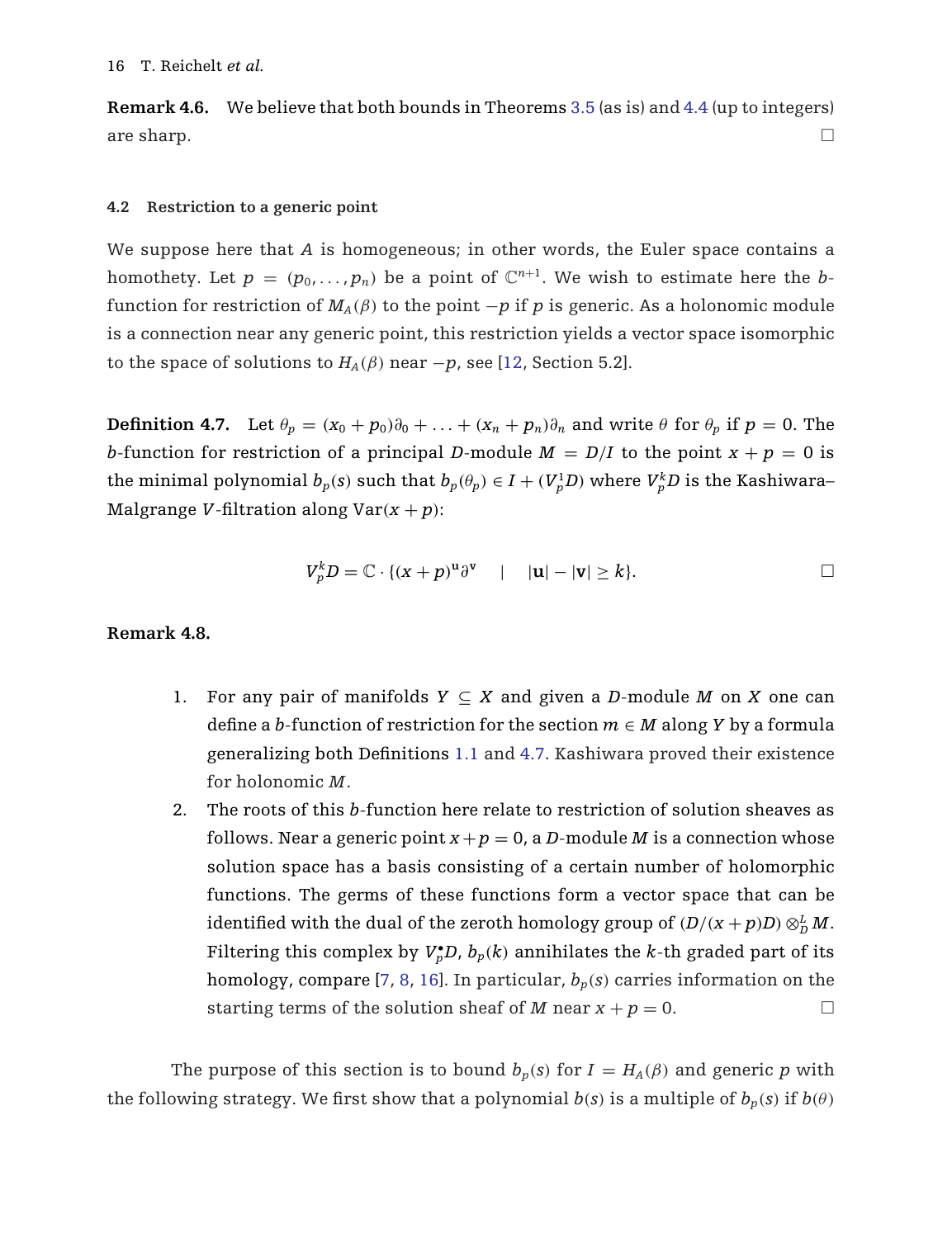**Remark 4.6.** We believe that both bounds in Theorems 3.5 (as is) and 4.4 (up to integers) are sharp. □

### 4.2 Restriction to a generic point

We suppose here that $A$ is homogeneous; in other words, the Euler space contains a homothety. Let $p = (p_0, \dots, p_n)$ be a point of $\mathbb{C}^{n+1}$. We wish to estimate here the $b$-function for restriction of $M_A(\beta)$ to the point $-p$ if $p$ is generic. As a holonomic module is a connection near any generic point, this restriction yields a vector space isomorphic to the space of solutions to $H_A(\beta)$ near $-p$, see [12, Section 5.2].

**Definition 4.7.** Let $\theta_p = (x_0 + p_0)\partial_0 + \dots + (x_n + p_n)\partial_n$ and write $\theta$ for $\theta_p$ if $p = 0$. The $b$-function for restriction of a principal $D$-module $M = D/I$ to the point $x + p = 0$ is the minimal polynomial $b_p(s)$ such that $b_p(\theta_p) \in I + (V_p^1 D)$ where $V_p^k D$ is the Kashiwara–Malgrange $V$-filtration along $\mathrm{Var}(x + p)$:

$$V_p^k D = \mathbb{C} \cdot \{(x+p)^{\mathbf{u}} \partial^{\mathbf{v}} \quad | \quad |\mathbf{u}| - |\mathbf{v}| \geq k\}.$$

□

**Remark 4.8.**

1. For any pair of manifolds $Y \subseteq X$ and given a $D$-module $M$ on $X$ one can define a $b$-function of restriction for the section $m \in M$ along $Y$ by a formula generalizing both Definitions 1.1 and 4.7. Kashiwara proved their existence for holonomic $M$.
2. The roots of this $b$-function here relate to restriction of solution sheaves as follows. Near a generic point $x + p = 0$, a $D$-module $M$ is a connection whose solution space has a basis consisting of a certain number of holomorphic functions. The germs of these functions form a vector space that can be identified with the dual of the zeroth homology group of $(D/(x+p)D) \otimes_D^L M$. Filtering this complex by $V_p^\bullet D$, $b_p(k)$ annihilates the $k$-th graded part of its homology, compare [7, 8, 16]. In particular, $b_p(s)$ carries information on the starting terms of the solution sheaf of $M$ near $x + p = 0$. □

The purpose of this section is to bound $b_p(s)$ for $I = H_A(\beta)$ and generic $p$ with the following strategy. We first show that a polynomial $b(s)$ is a multiple of $b_p(s)$ if $b(\theta)$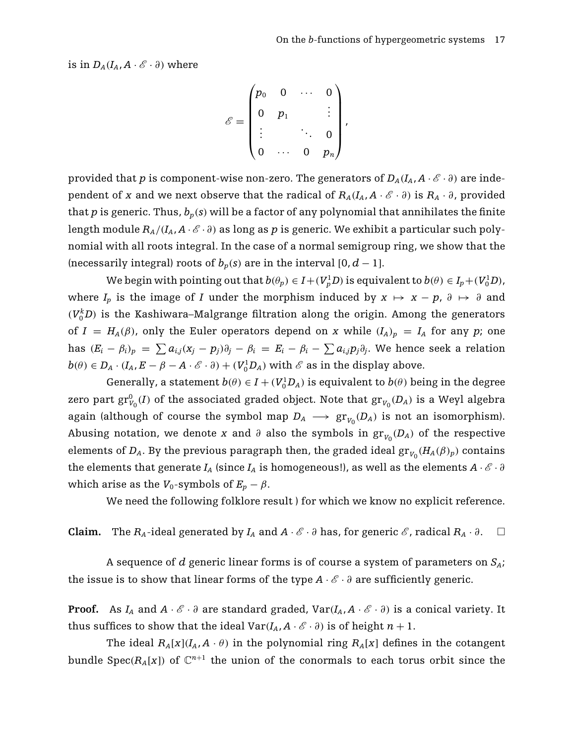is in $D_A(I_A, A \cdot \mathscr{E} \cdot \partial)$ where

$$\mathscr{E} = \begin{pmatrix} p_0 & 0 & \cdots & 0 \\ 0 & p_1 & & \vdots \\ \vdots & & \ddots & 0 \\ 0 & \cdots & 0 & p_n \end{pmatrix},$$

provided that $p$ is component-wise non-zero. The generators of $D_A(I_A, A \cdot \mathscr{E} \cdot \partial)$ are independent of $x$ and we next observe that the radical of $R_A(I_A, A \cdot \mathscr{E} \cdot \partial)$ is $R_A \cdot \partial$, provided that $p$ is generic. Thus, $b_p(s)$ will be a factor of any polynomial that annihilates the finite length module $R_A/(I_A, A \cdot \mathscr{E} \cdot \partial)$ as long as $p$ is generic. We exhibit a particular such polynomial with all roots integral. In the case of a normal semigroup ring, we show that the (necessarily integral) roots of $b_p(s)$ are in the interval $[0, d-1]$.

We begin with pointing out that $b(\theta_p) \in I + (V_p^1 D)$ is equivalent to $b(\theta) \in I_p + (V_0^1 D)$, where $I_p$ is the image of $I$ under the morphism induced by $x \mapsto x - p$, $\partial \mapsto \partial$ and $(V_0^k D)$ is the Kashiwara–Malgrange filtration along the origin. Among the generators of $I = H_A(\beta)$, only the Euler operators depend on $x$ while $(I_A)_p = I_A$ for any $p$; one has $(E_i - \beta_i)_p = \sum a_{i,j}(x_j - p_j)\partial_j - \beta_i = E_i - \beta_i - \sum a_{ij} p_j \partial_j$. We hence seek a relation $b(\theta) \in D_A \cdot (I_A, E - \beta - A \cdot \mathscr{E} \cdot \partial) + (V_0^1 D_A)$ with $\mathscr{E}$ as in the display above.

Generally, a statement $b(\theta) \in I + (V_0^1 D_A)$ is equivalent to $b(\theta)$ being in the degree zero part $\mathrm{gr}^0_{V_0}(I)$ of the associated graded object. Note that $\mathrm{gr}_{V_0}(D_A)$ is a Weyl algebra again (although of course the symbol map $D_A \longrightarrow \mathrm{gr}_{V_0}(D_A)$ is not an isomorphism). Abusing notation, we denote $x$ and $\partial$ also the symbols in $\mathrm{gr}_{V_0}(D_A)$ of the respective elements of $D_A$. By the previous paragraph then, the graded ideal $\mathrm{gr}_{V_0}(H_A(\beta)_p)$ contains the elements that generate $I_A$ (since $I_A$ is homogeneous!), as well as the elements $A \cdot \mathscr{E} \cdot \partial$ which arise as the $V_0$-symbols of $E_p - \beta$.

We need the following folklore result ) for which we know no explicit reference.

**Claim.** The $R_A$-ideal generated by $I_A$ and $A \cdot \mathscr{E} \cdot \partial$ has, for generic $\mathscr{E}$, radical $R_A \cdot \partial$. □

A sequence of $d$ generic linear forms is of course a system of parameters on $S_A$; the issue is to show that linear forms of the type $A \cdot \mathscr{E} \cdot \partial$ are sufficiently generic.

**Proof.** As $I_A$ and $A \cdot \mathscr{E} \cdot \partial$ are standard graded, $\mathrm{Var}(I_A, A \cdot \mathscr{E} \cdot \partial)$ is a conical variety. It thus suffices to show that the ideal $\mathrm{Var}(I_A, A \cdot \mathscr{E} \cdot \partial)$ is of height $n+1$.

The ideal $R_A[x](I_A, A \cdot \theta)$ in the polynomial ring $R_A[x]$ defines in the cotangent bundle $\mathrm{Spec}(R_A[x])$ of $\mathbb{C}^{n+1}$ the union of the conormals to each torus orbit since the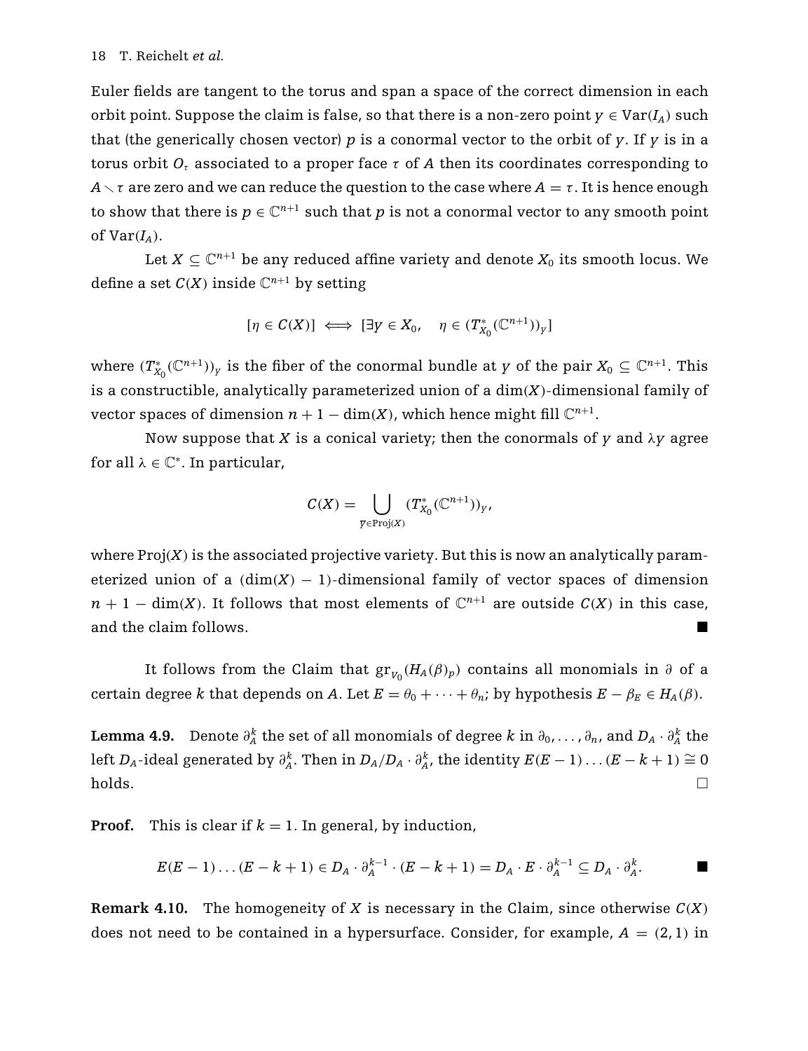Euler fields are tangent to the torus and span a space of the correct dimension in each orbit point. Suppose the claim is false, so that there is a non-zero point $y \in \mathrm{Var}(I_A)$ such that (the generically chosen vector) $p$ is a conormal vector to the orbit of $y$. If $y$ is in a torus orbit $O_\tau$ associated to a proper face $\tau$ of $A$ then its coordinates corresponding to $A \setminus \tau$ are zero and we can reduce the question to the case where $A = \tau$. It is hence enough to show that there is $p \in \mathbb{C}^{n+1}$ such that $p$ is not a conormal vector to any smooth point of $\mathrm{Var}(I_A)$.

Let $X \subseteq \mathbb{C}^{n+1}$ be any reduced affine variety and denote $X_0$ its smooth locus. We define a set $C(X)$ inside $\mathbb{C}^{n+1}$ by setting

$$[\eta \in C(X)] \iff [\exists y \in X_0, \quad \eta \in (T^*_{X_0}(\mathbb{C}^{n+1}))_y]$$

where $(T^*_{X_0}(\mathbb{C}^{n+1}))_y$ is the fiber of the conormal bundle at $y$ of the pair $X_0 \subseteq \mathbb{C}^{n+1}$. This is a constructible, analytically parameterized union of a $\dim(X)$-dimensional family of vector spaces of dimension $n+1-\dim(X)$, which hence might fill $\mathbb{C}^{n+1}$.

Now suppose that $X$ is a conical variety; then the conormals of $y$ and $\lambda y$ agree for all $\lambda \in \mathbb{C}^*$. In particular,

$$C(X) = \bigcup_{\overline{y} \in \mathrm{Proj}(X)} (T^*_{X_0}(\mathbb{C}^{n+1}))_y,$$

where $\mathrm{Proj}(X)$ is the associated projective variety. But this is now an analytically parameterized union of a $(\dim(X)-1)$-dimensional family of vector spaces of dimension $n+1-\dim(X)$. It follows that most elements of $\mathbb{C}^{n+1}$ are outside $C(X)$ in this case, and the claim follows. ∎

It follows from the Claim that $\mathrm{gr}_{V_0}(H_A(\beta)_p)$ contains all monomials in $\partial$ of a certain degree $k$ that depends on $A$. Let $E = \theta_0 + \cdots + \theta_n$; by hypothesis $E - \beta_E \in H_A(\beta)$.

**Lemma 4.9.** Denote $\partial_A^k$ the set of all monomials of degree $k$ in $\partial_0, \ldots, \partial_n$, and $D_A \cdot \partial_A^k$ the left $D_A$-ideal generated by $\partial_A^k$. Then in $D_A/D_A \cdot \partial_A^k$, the identity $E(E-1)\ldots(E-k+1) \cong 0$ holds. □

**Proof.** This is clear if $k=1$. In general, by induction,

$$E(E-1)\ldots(E-k+1) \in D_A \cdot \partial_A^{k-1} \cdot (E-k+1) = D_A \cdot E \cdot \partial_A^{k-1} \subseteq D_A \cdot \partial_A^k. \qquad ∎$$

**Remark 4.10.** The homogeneity of $X$ is necessary in the Claim, since otherwise $C(X)$ does not need to be contained in a hypersurface. Consider, for example, $A = (2, 1)$ in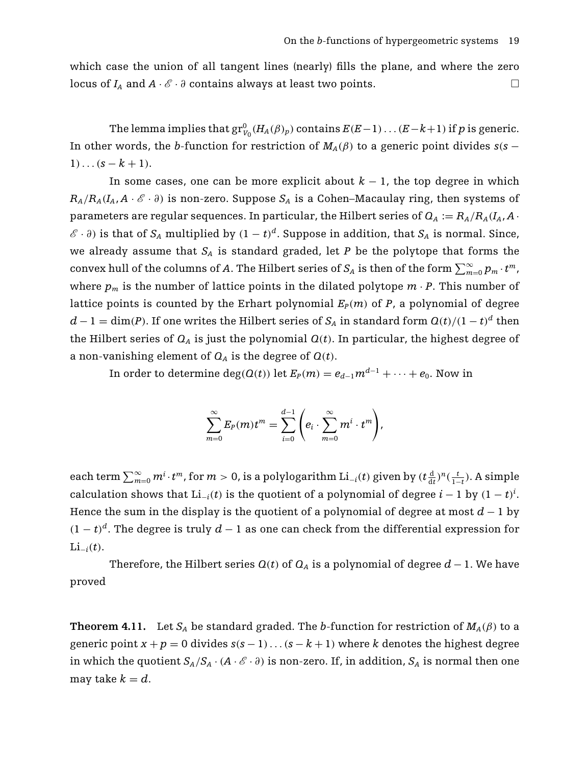which case the union of all tangent lines (nearly) fills the plane, and where the zero locus of $I_A$ and $A \cdot \mathscr{E} \cdot \partial$ contains always at least two points. $\square$

The lemma implies that $\mathrm{gr}^0_{V_0}(H_A(\beta)_p)$ contains $E(E-1)\ldots(E-k+1)$ if $p$ is generic. In other words, the $b$-function for restriction of $M_A(\beta)$ to a generic point divides $s(s-1)\ldots(s-k+1)$.

In some cases, one can be more explicit about $k-1$, the top degree in which $R_A/R_A(I_A, A \cdot \mathscr{E} \cdot \partial)$ is non-zero. Suppose $S_A$ is a Cohen–Macaulay ring, then systems of parameters are regular sequences. In particular, the Hilbert series of $Q_A := R_A/R_A(I_A, A \cdot \mathscr{E} \cdot \partial)$ is that of $S_A$ multiplied by $(1-t)^d$. Suppose in addition, that $S_A$ is normal. Since, we already assume that $S_A$ is standard graded, let $P$ be the polytope that forms the convex hull of the columns of $A$. The Hilbert series of $S_A$ is then of the form $\sum_{m=0}^{\infty} p_m \cdot t^m$, where $p_m$ is the number of lattice points in the dilated polytope $m \cdot P$. This number of lattice points is counted by the Erhart polynomial $E_P(m)$ of $P$, a polynomial of degree $d-1 = \dim(P)$. If one writes the Hilbert series of $S_A$ in standard form $Q(t)/(1-t)^d$ then the Hilbert series of $Q_A$ is just the polynomial $Q(t)$. In particular, the highest degree of a non-vanishing element of $Q_A$ is the degree of $Q(t)$.

In order to determine $\deg(Q(t))$ let $E_P(m) = e_{d-1}m^{d-1} + \cdots + e_0$. Now in

$$\sum_{m=0}^{\infty} E_P(m)t^m = \sum_{i=0}^{d-1} \left( e_i \cdot \sum_{m=0}^{\infty} m^i \cdot t^m \right),$$

each term $\sum_{m=0}^{\infty} m^i \cdot t^m$, for $m > 0$, is a polylogarithm $\mathrm{Li}_{-i}(t)$ given by $(t\frac{\mathrm{d}}{\mathrm{d}t})^n(\frac{t}{1-t})$. A simple calculation shows that $\mathrm{Li}_{-i}(t)$ is the quotient of a polynomial of degree $i-1$ by $(1-t)^i$. Hence the sum in the display is the quotient of a polynomial of degree at most $d-1$ by $(1-t)^d$. The degree is truly $d-1$ as one can check from the differential expression for $\mathrm{Li}_{-i}(t)$.

Therefore, the Hilbert series $Q(t)$ of $Q_A$ is a polynomial of degree $d-1$. We have proved

**Theorem 4.11.** Let $S_A$ be standard graded. The $b$-function for restriction of $M_A(\beta)$ to a generic point $x + p = 0$ divides $s(s-1)\ldots(s-k+1)$ where $k$ denotes the highest degree in which the quotient $S_A/S_A \cdot (A \cdot \mathscr{E} \cdot \partial)$ is non-zero. If, in addition, $S_A$ is normal then one may take $k = d$.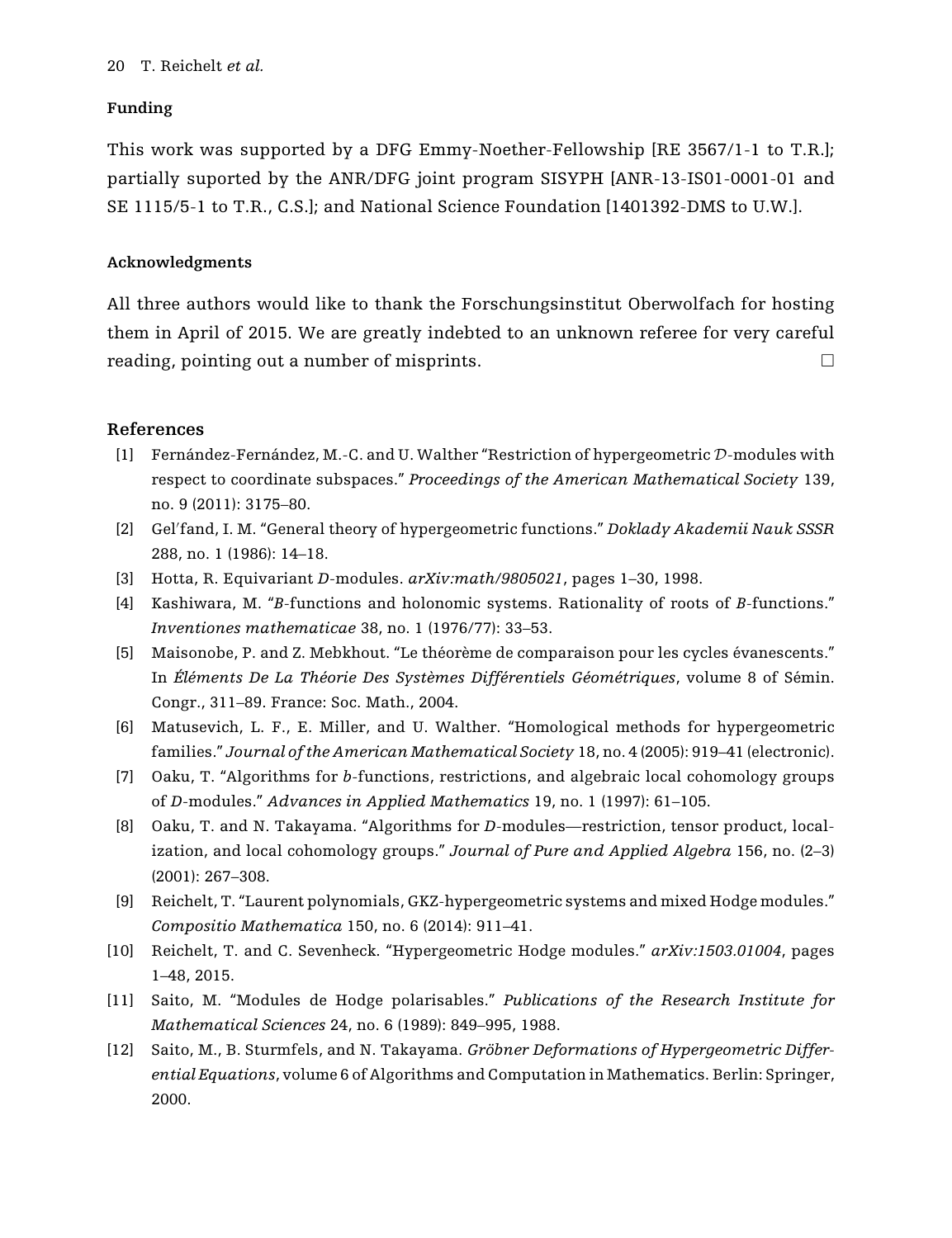#### Funding

This work was supported by a DFG Emmy-Noether-Fellowship [RE 3567/1-1 to T.R.]; partially suported by the ANR/DFG joint program SISYPH [ANR-13-IS01-0001-01 and SE 1115/5-1 to T.R., C.S.]; and National Science Foundation [1401392-DMS to U.W.].

#### Acknowledgments

All three authors would like to thank the Forschungsinstitut Oberwolfach for hosting them in April of 2015. We are greatly indebted to an unknown referee for very careful reading, pointing out a number of misprints. □

### References

[1] Fernández-Fernández, M.-C. and U. Walther "Restriction of hypergeometric $\mathcal{D}$-modules with respect to coordinate subspaces." *Proceedings of the American Mathematical Society* 139, no. 9 (2011): 3175–80.

[2] Gel'fand, I. M. "General theory of hypergeometric functions." *Doklady Akademii Nauk SSSR* 288, no. 1 (1986): 14–18.

[3] Hotta, R. Equivariant *D*-modules. *arXiv:math/9805021*, pages 1–30, 1998.

[4] Kashiwara, M. "*B*-functions and holonomic systems. Rationality of roots of *B*-functions." *Inventiones mathematicae* 38, no. 1 (1976/77): 33–53.

[5] Maisonobe, P. and Z. Mebkhout. "Le théorème de comparaison pour les cycles évanescents." In *Éléments De La Théorie Des Systèmes Différentiels Géométriques*, volume 8 of Sémin. Congr., 311–89. France: Soc. Math., 2004.

[6] Matusevich, L. F., E. Miller, and U. Walther. "Homological methods for hypergeometric families." *Journal of the American Mathematical Society* 18, no. 4 (2005): 919–41 (electronic).

[7] Oaku, T. "Algorithms for *b*-functions, restrictions, and algebraic local cohomology groups of *D*-modules." *Advances in Applied Mathematics* 19, no. 1 (1997): 61–105.

[8] Oaku, T. and N. Takayama. "Algorithms for *D*-modules—restriction, tensor product, localization, and local cohomology groups." *Journal of Pure and Applied Algebra* 156, no. (2–3) (2001): 267–308.

[9] Reichelt, T. "Laurent polynomials, GKZ-hypergeometric systems and mixed Hodge modules." *Compositio Mathematica* 150, no. 6 (2014): 911–41.

[10] Reichelt, T. and C. Sevenheck. "Hypergeometric Hodge modules." *arXiv:1503.01004*, pages 1–48, 2015.

[11] Saito, M. "Modules de Hodge polarisables." *Publications of the Research Institute for Mathematical Sciences* 24, no. 6 (1989): 849–995, 1988.

[12] Saito, M., B. Sturmfels, and N. Takayama. *Gröbner Deformations of Hypergeometric Differential Equations*, volume 6 of Algorithms and Computation in Mathematics. Berlin: Springer, 2000.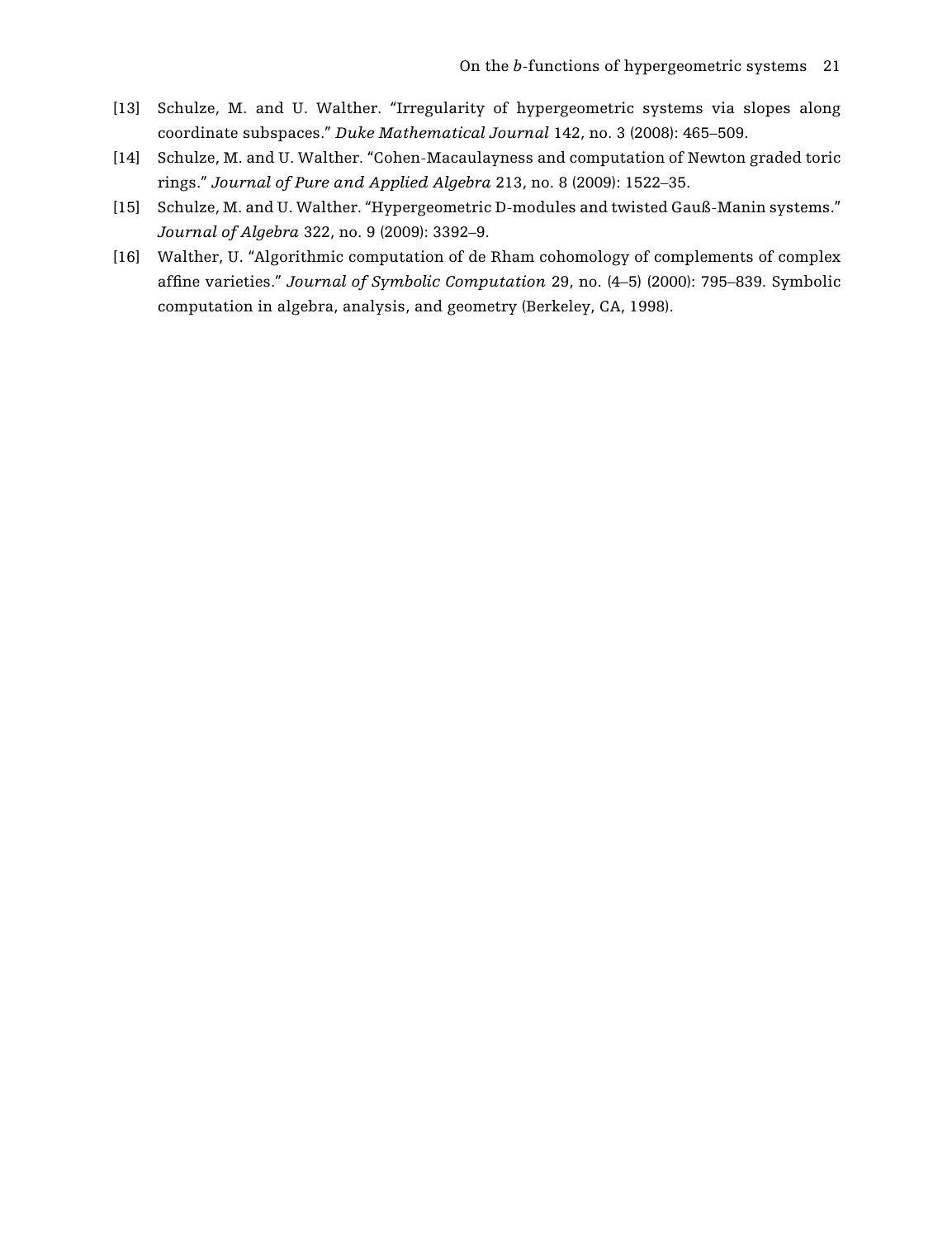[13] Schulze, M. and U. Walther. "Irregularity of hypergeometric systems via slopes along coordinate subspaces." *Duke Mathematical Journal* 142, no. 3 (2008): 465–509.

[14] Schulze, M. and U. Walther. "Cohen-Macaulayness and computation of Newton graded toric rings." *Journal of Pure and Applied Algebra* 213, no. 8 (2009): 1522–35.

[15] Schulze, M. and U. Walther. "Hypergeometric D-modules and twisted Gauß-Manin systems." *Journal of Algebra* 322, no. 9 (2009): 3392–9.

[16] Walther, U. "Algorithmic computation of de Rham cohomology of complements of complex affine varieties." *Journal of Symbolic Computation* 29, no. (4–5) (2000): 795–839. Symbolic computation in algebra, analysis, and geometry (Berkeley, CA, 1998).